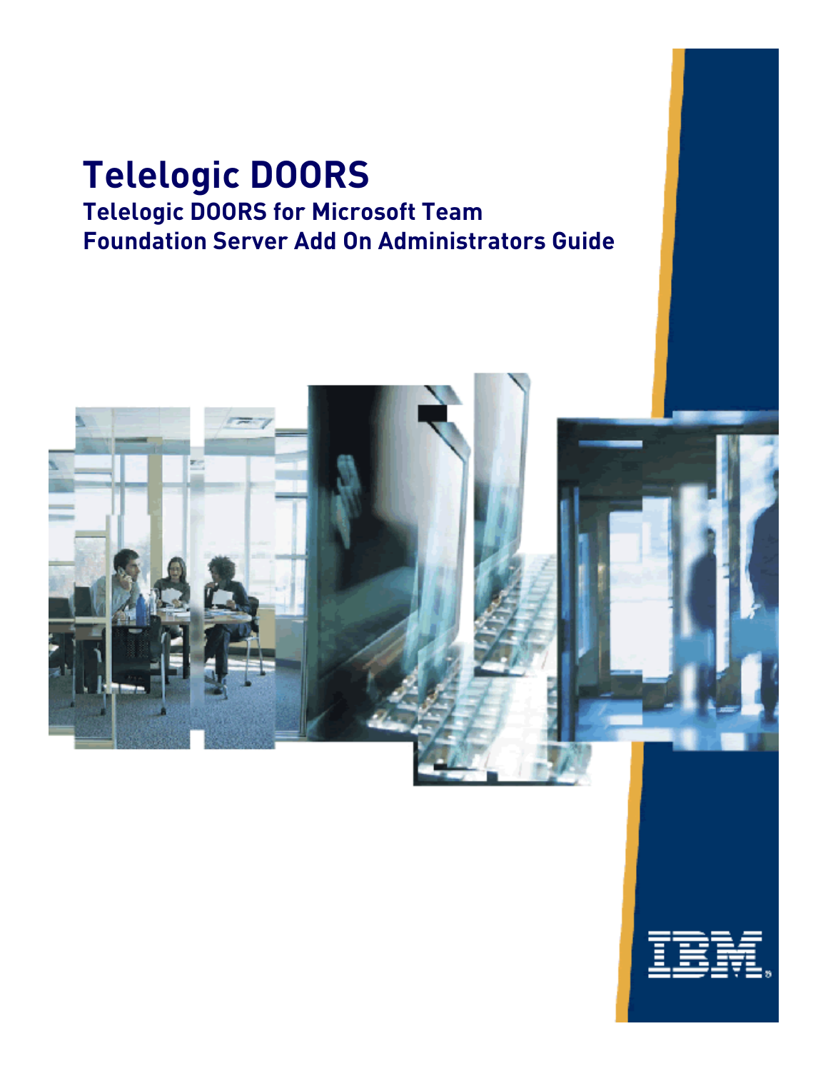# Telelogic DOORS

## Telelogic DOORS for Microsoft Team Foundation Server Add On Administrators Guide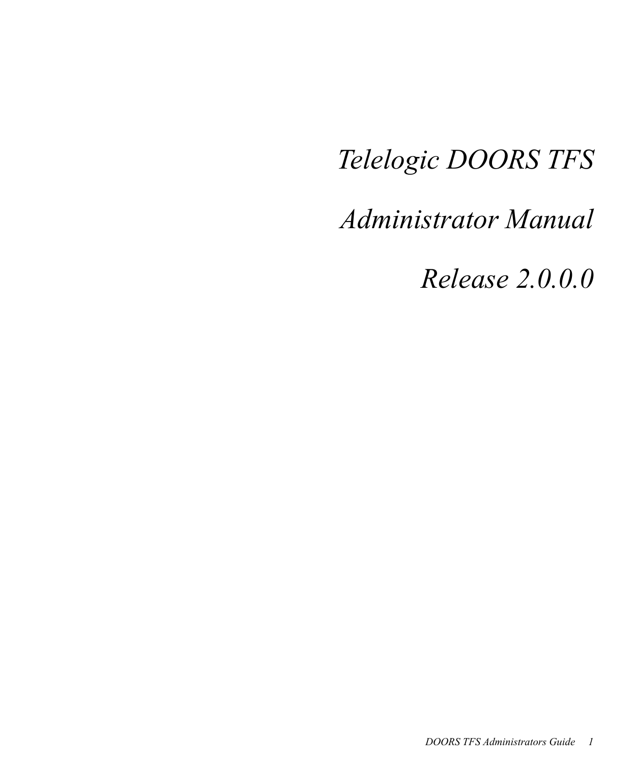*Telelogic DOORS TFS*

*Administrator Manual*

*Release 2.0.0.0*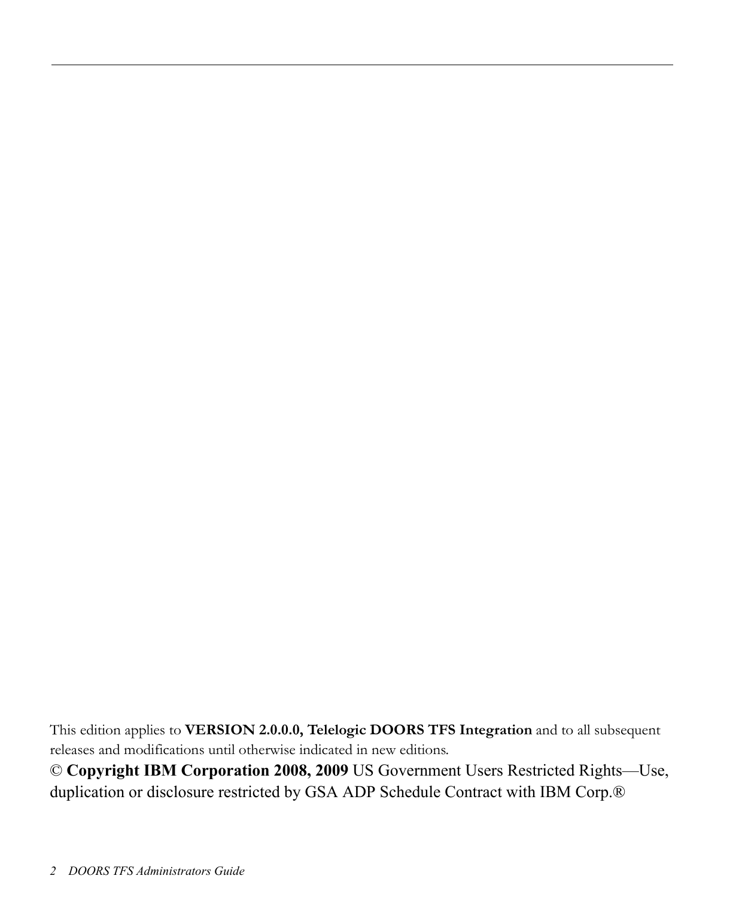This edition applies to **VERSION 2.0.0.0, Telelogic DOORS TFS Integration** and to all subsequent releases and modifications until otherwise indicated in new editions.

© **Copyright IBM Corporation 2008, 2009** US Government Users Restricted Rights—Use, duplication or disclosure restricted by GSA ADP Schedule Contract with IBM Corp.®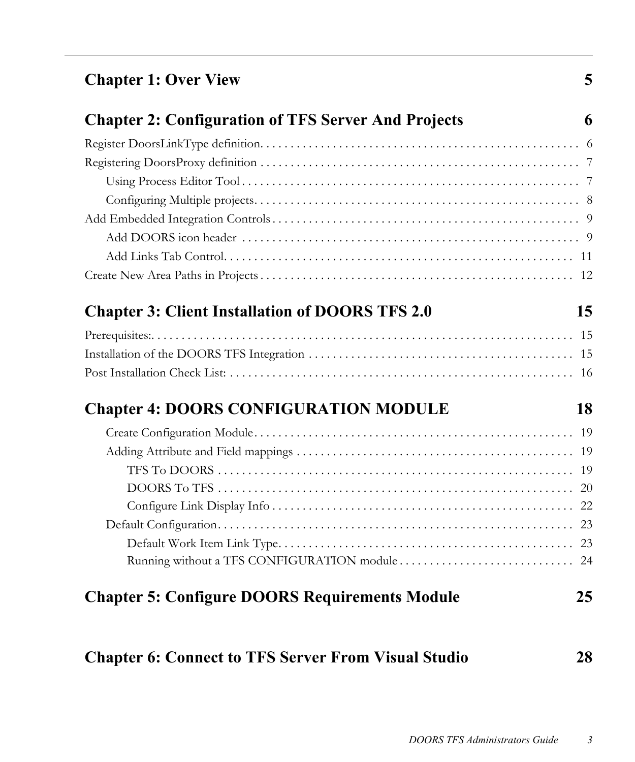**Chapter 1: Over View** 5

**Chapter 2: Configuration of TFS Server And Projects** 6

Register DoorsLinkType definition. . . . . . . . . . . . . . . . . . . . . . . . . . . . . . . . . . . . . . . . . . . . . . . . . . . . . 6
Registering DoorsProxy definition . . . . . . . . . . . . . . . . . . . . . . . . . . . . . . . . . . . . . . . . . . . . . . . . . . . . . . 7
    Using Process Editor Tool . . . . . . . . . . . . . . . . . . . . . . . . . . . . . . . . . . . . . . . . . . . . . . . . . . . . . . . . 7
    Configuring Multiple projects. . . . . . . . . . . . . . . . . . . . . . . . . . . . . . . . . . . . . . . . . . . . . . . . . . . . . . 8
Add Embedded Integration Controls . . . . . . . . . . . . . . . . . . . . . . . . . . . . . . . . . . . . . . . . . . . . . . . . . . . . 9
    Add DOORS icon header . . . . . . . . . . . . . . . . . . . . . . . . . . . . . . . . . . . . . . . . . . . . . . . . . . . . . . . . 9
    Add Links Tab Control. . . . . . . . . . . . . . . . . . . . . . . . . . . . . . . . . . . . . . . . . . . . . . . . . . . . . . . . . . 11
Create New Area Paths in Projects . . . . . . . . . . . . . . . . . . . . . . . . . . . . . . . . . . . . . . . . . . . . . . . . . . . . 12

**Chapter 3: Client Installation of DOORS TFS 2.0** 15

Prerequisites:. . . . . . . . . . . . . . . . . . . . . . . . . . . . . . . . . . . . . . . . . . . . . . . . . . . . . . . . . . . . . . . . . . . . 15
Installation of the DOORS TFS Integration . . . . . . . . . . . . . . . . . . . . . . . . . . . . . . . . . . . . . . . . . . . . . 15
Post Installation Check List: . . . . . . . . . . . . . . . . . . . . . . . . . . . . . . . . . . . . . . . . . . . . . . . . . . . . . . . . . 16

**Chapter 4: DOORS CONFIGURATION MODULE** 18

    Create Configuration Module. . . . . . . . . . . . . . . . . . . . . . . . . . . . . . . . . . . . . . . . . . . . . . . . . . . . . 19
    Adding Attribute and Field mappings . . . . . . . . . . . . . . . . . . . . . . . . . . . . . . . . . . . . . . . . . . . . . . 19
        TFS To DOORS . . . . . . . . . . . . . . . . . . . . . . . . . . . . . . . . . . . . . . . . . . . . . . . . . . . . . . . . . . . . 19
        DOORS To TFS . . . . . . . . . . . . . . . . . . . . . . . . . . . . . . . . . . . . . . . . . . . . . . . . . . . . . . . . . . . . 20
        Configure Link Display Info . . . . . . . . . . . . . . . . . . . . . . . . . . . . . . . . . . . . . . . . . . . . . . . . . . . 22
    Default Configuration. . . . . . . . . . . . . . . . . . . . . . . . . . . . . . . . . . . . . . . . . . . . . . . . . . . . . . . . . . 23
        Default Work Item Link Type. . . . . . . . . . . . . . . . . . . . . . . . . . . . . . . . . . . . . . . . . . . . . . . . . . 23
        Running without a TFS CONFIGURATION module . . . . . . . . . . . . . . . . . . . . . . . . . . . . . 24

**Chapter 5: Configure DOORS Requirements Module** 25

**Chapter 6: Connect to TFS Server From Visual Studio** 28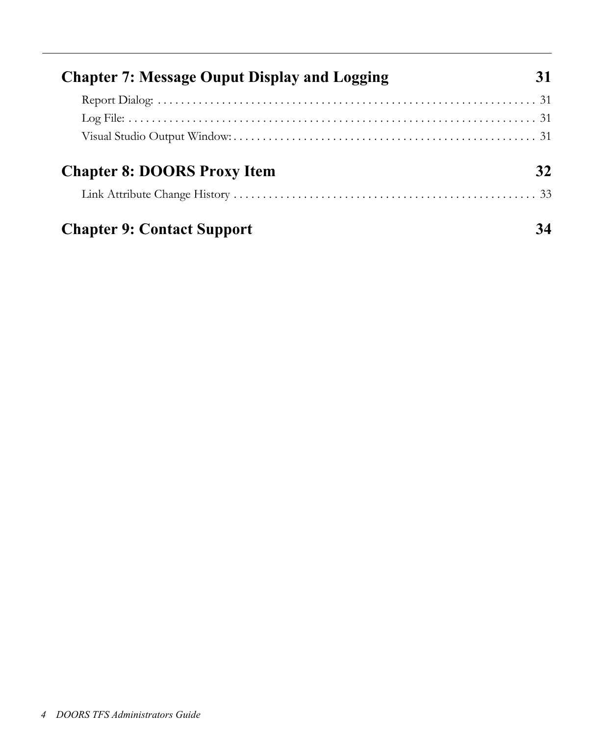**Chapter 7: Message Ouput Display and Logging** 31

Report Dialog: . . . . . . . . . . . . . . . . . . . . . . . . . . . . . . . . . . . . . . . . . . . . . . . . . . . . . . . . . . . . . . . 31

Log File: . . . . . . . . . . . . . . . . . . . . . . . . . . . . . . . . . . . . . . . . . . . . . . . . . . . . . . . . . . . . . . . . . . . 31

Visual Studio Output Window: . . . . . . . . . . . . . . . . . . . . . . . . . . . . . . . . . . . . . . . . . . . . . . . . . . . . 31

**Chapter 8: DOORS Proxy Item** 32

Link Attribute Change History . . . . . . . . . . . . . . . . . . . . . . . . . . . . . . . . . . . . . . . . . . . . . . . . . . . . 33

**Chapter 9: Contact Support** 34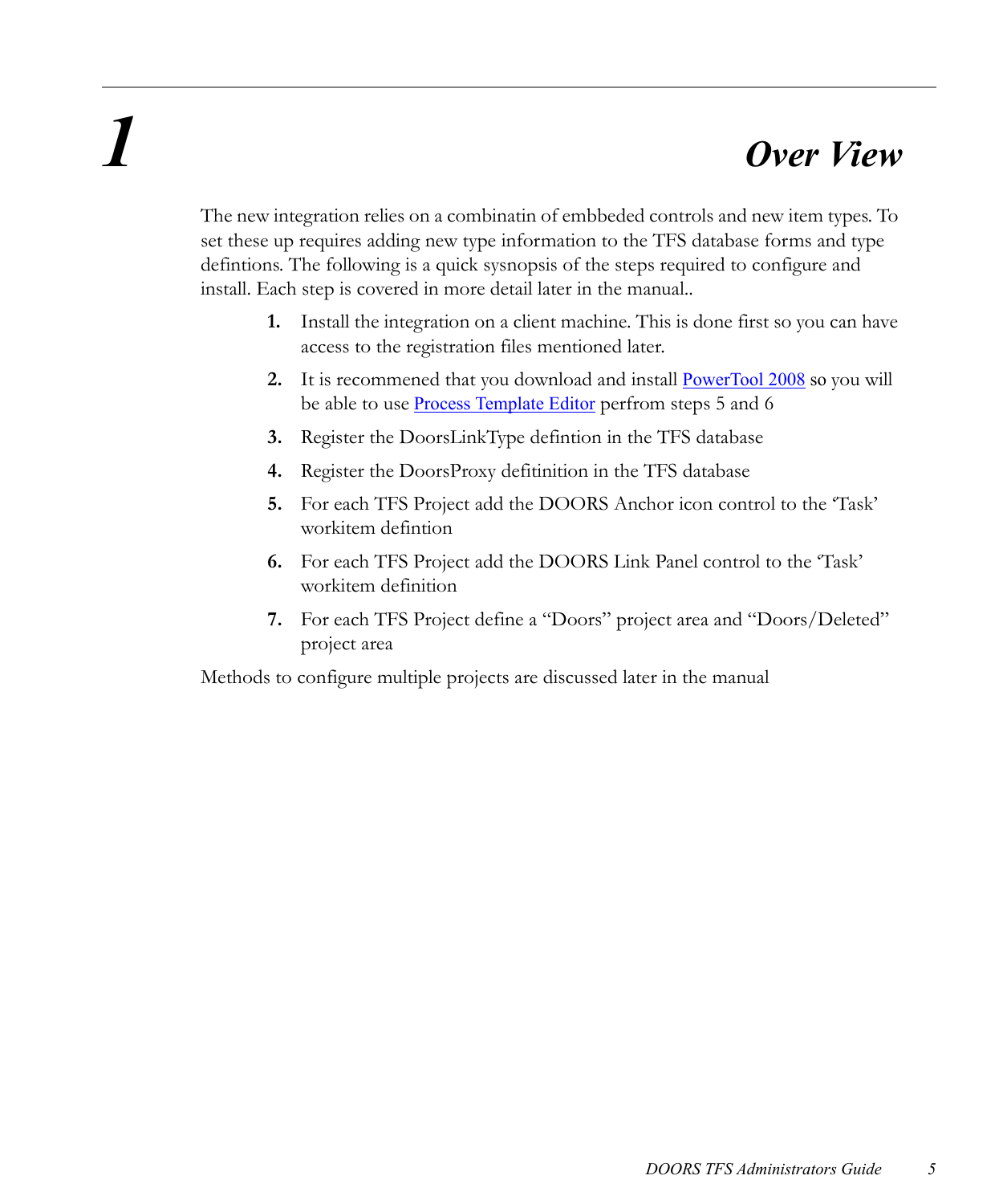# 1 Over View

The new integration relies on a combinatin of embbeded controls and new item types. To set these up requires adding new type information to the TFS database forms and type defintions. The following is a quick sysnopsis of the steps required to configure and install. Each step is covered in more detail later in the manual..

1. Install the integration on a client machine. This is done first so you can have access to the registration files mentioned later.
2. It is recommened that you download and install PowerTool 2008 so you will be able to use Process Template Editor perfrom steps 5 and 6
3. Register the DoorsLinkType defintion in the TFS database
4. Register the DoorsProxy defitinition in the TFS database
5. For each TFS Project add the DOORS Anchor icon control to the 'Task' workitem defintion
6. For each TFS Project add the DOORS Link Panel control to the 'Task' workitem definition
7. For each TFS Project define a "Doors" project area and "Doors/Deleted" project area

Methods to configure multiple projects are discussed later in the manual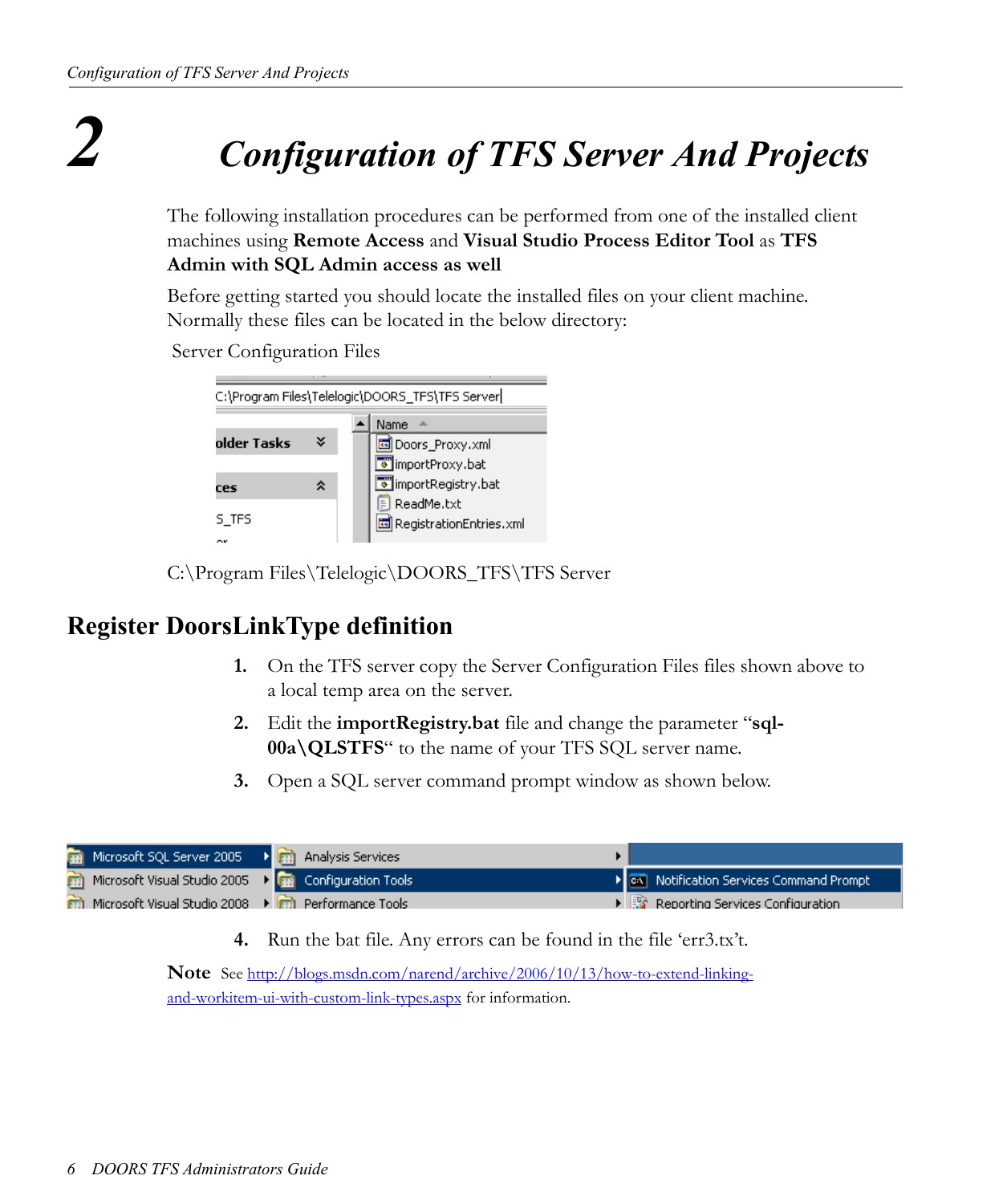# 2 Configuration of TFS Server And Projects

The following installation procedures can be performed from one of the installed client machines using **Remote Access** and **Visual Studio Process Editor Tool** as **TFS Admin with SQL Admin access as well**

Before getting started you should locate the installed files on your client machine. Normally these files can be located in the below directory:

Server Configuration Files

C:\Program Files\Telelogic\DOORS_TFS\TFS Server

## Register DoorsLinkType definition

1. On the TFS server copy the Server Configuration Files files shown above to a local temp area on the server.
2. Edit the **importRegistry.bat** file and change the parameter "**sql-00a\QLSTFS**" to the name of your TFS SQL server name.
3. Open a SQL server command prompt window as shown below.
4. Run the bat file. Any errors can be found in the file 'err3.tx't.

**Note** See http://blogs.msdn.com/narend/archive/2006/10/13/how-to-extend-linking-and-workitem-ui-with-custom-link-types.aspx for information.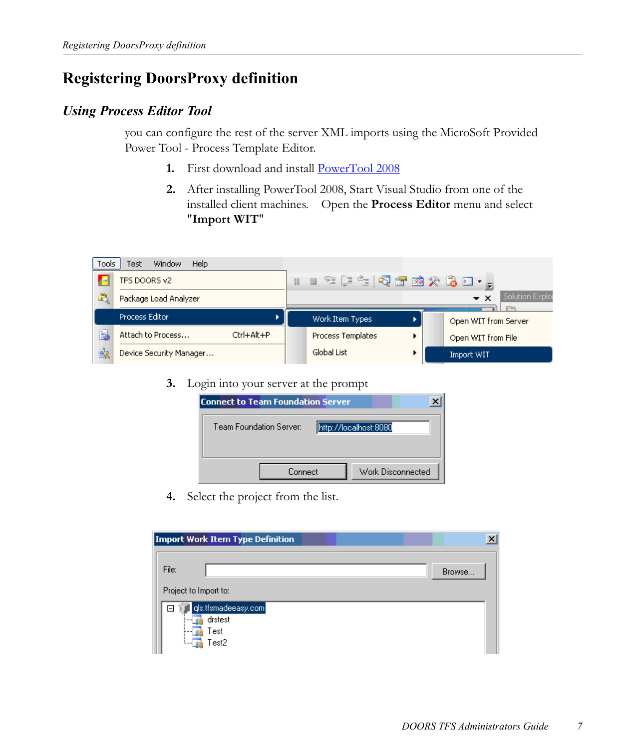# Registering DoorsProxy definition

## *Using Process Editor Tool*

you can configure the rest of the server XML imports using the MicroSoft Provided Power Tool - Process Template Editor.

1. First download and install PowerTool 2008
2. After installing PowerTool 2008, Start Visual Studio from one of the installed client machines. Open the **Process Editor** menu and select **"Import WIT"**
3. Login into your server at the prompt
4. Select the project from the list.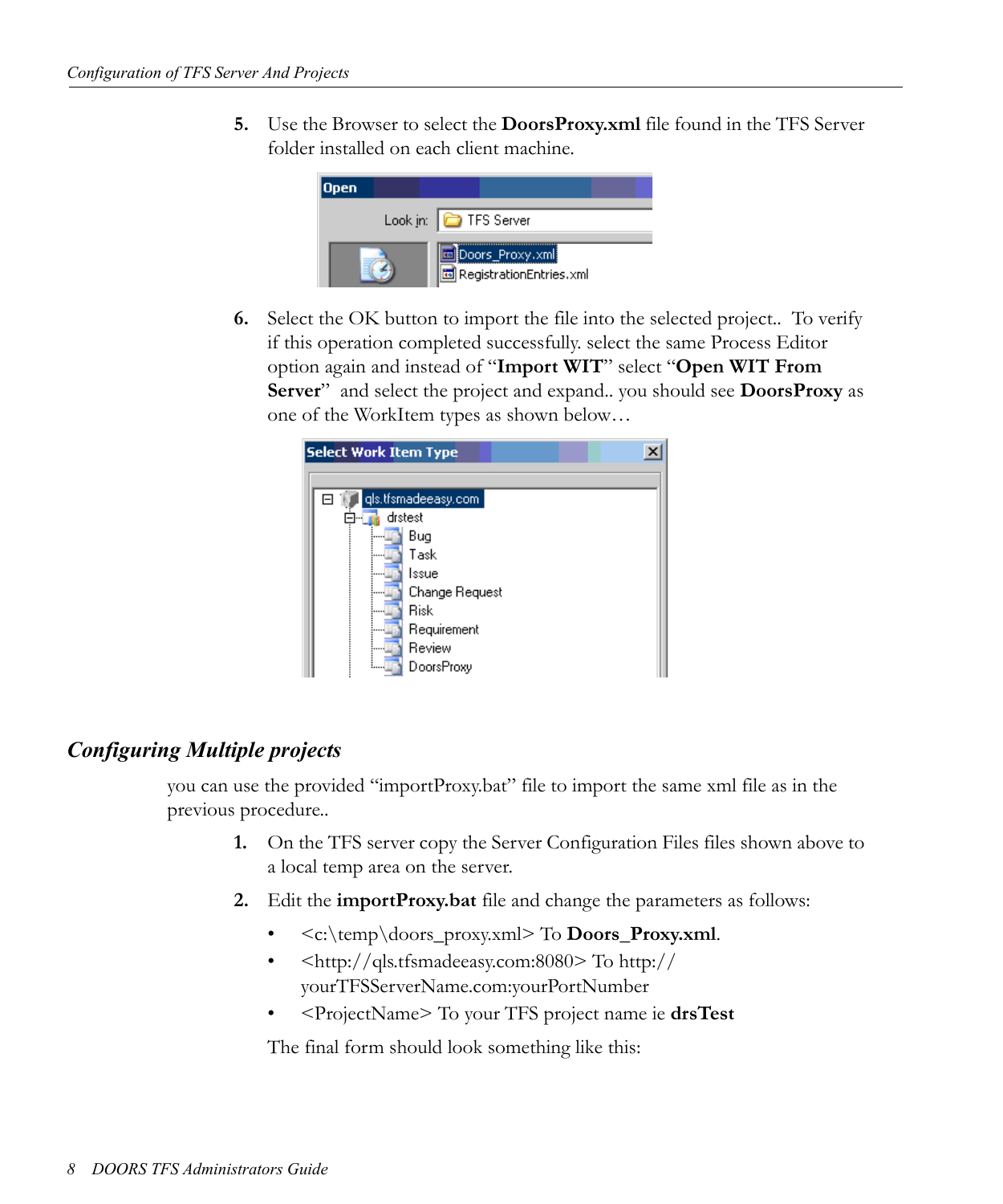5. Use the Browser to select the **DoorsProxy.xml** file found in the TFS Server folder installed on each client machine.

6. Select the OK button to import the file into the selected project.. To verify if this operation completed successfully. select the same Process Editor option again and instead of "**Import WIT**" select "**Open WIT From Server**" and select the project and expand.. you should see **DoorsProxy** as one of the WorkItem types as shown below…

## *Configuring Multiple projects*

you can use the provided "importProxy.bat" file to import the same xml file as in the previous procedure..

1. On the TFS server copy the Server Configuration Files files shown above to a local temp area on the server.

2. Edit the **importProxy.bat** file and change the parameters as follows:

   - <c:\temp\doors_proxy.xml> To **Doors_Proxy.xml**.
   - <http://qls.tfsmadeeasy.com:8080> To http://yourTFSServerName.com:yourPortNumber
   - <ProjectName> To your TFS project name ie **drsTest**

   The final form should look something like this: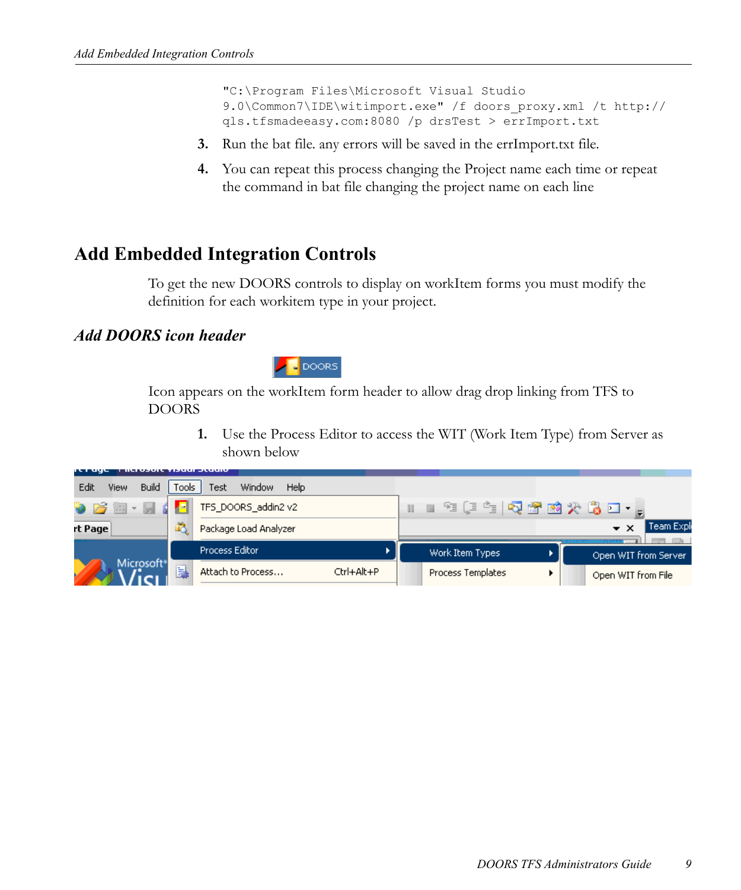```
"C:\Program Files\Microsoft Visual Studio
9.0\Common7\IDE\witimport.exe" /f doors_proxy.xml /t http://
qls.tfsmadeeasy.com:8080 /p drsTest > errImport.txt
```

3. Run the bat file. any errors will be saved in the errImport.txt file.
4. You can repeat this process changing the Project name each time or repeat the command in bat file changing the project name on each line

## Add Embedded Integration Controls

To get the new DOORS controls to display on workItem forms you must modify the definition for each workitem type in your project.

### *Add DOORS icon header*

Icon appears on the workItem form header to allow drag drop linking from TFS to DOORS

1. Use the Process Editor to access the WIT (Work Item Type) from Server as shown below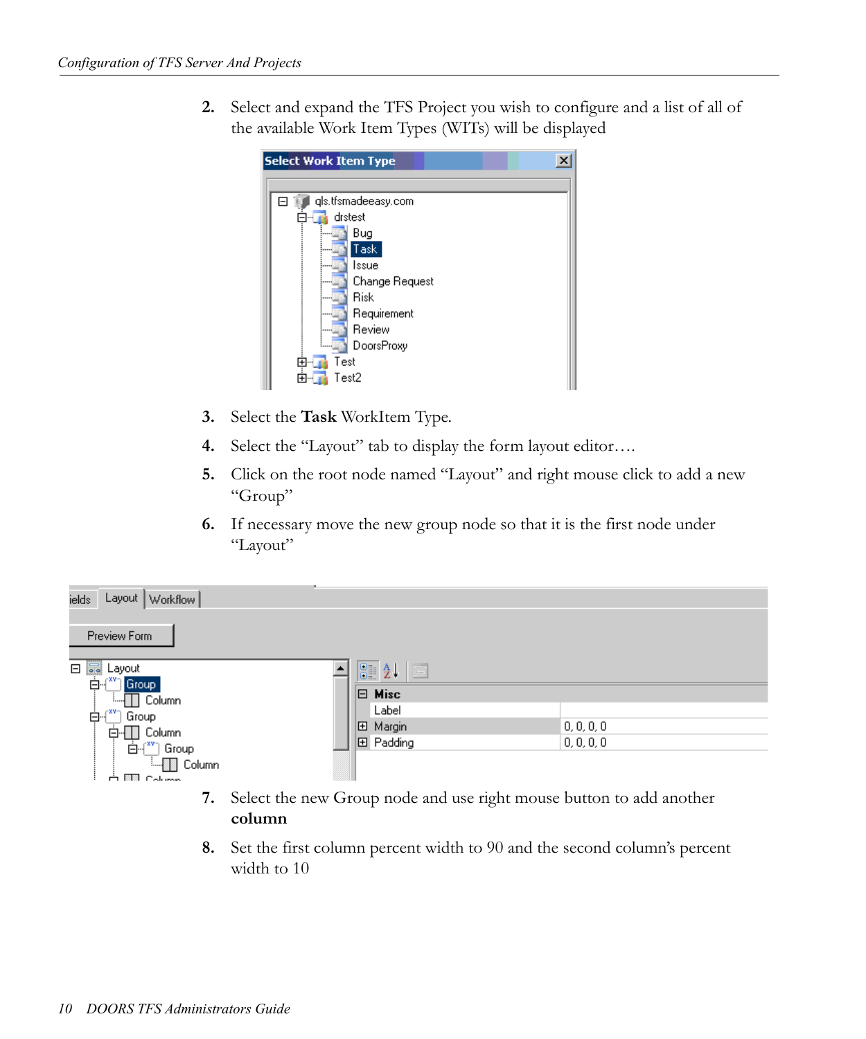2. Select and expand the TFS Project you wish to configure and a list of all of the available Work Item Types (WITs) will be displayed

3. Select the **Task** WorkItem Type.

4. Select the “Layout” tab to display the form layout editor….

5. Click on the root node named “Layout” and right mouse click to add a new “Group”

6. If necessary move the new group node so that it is the first node under “Layout”

7. Select the new Group node and use right mouse button to add another **column**

8. Set the first column percent width to 90 and the second column’s percent width to 10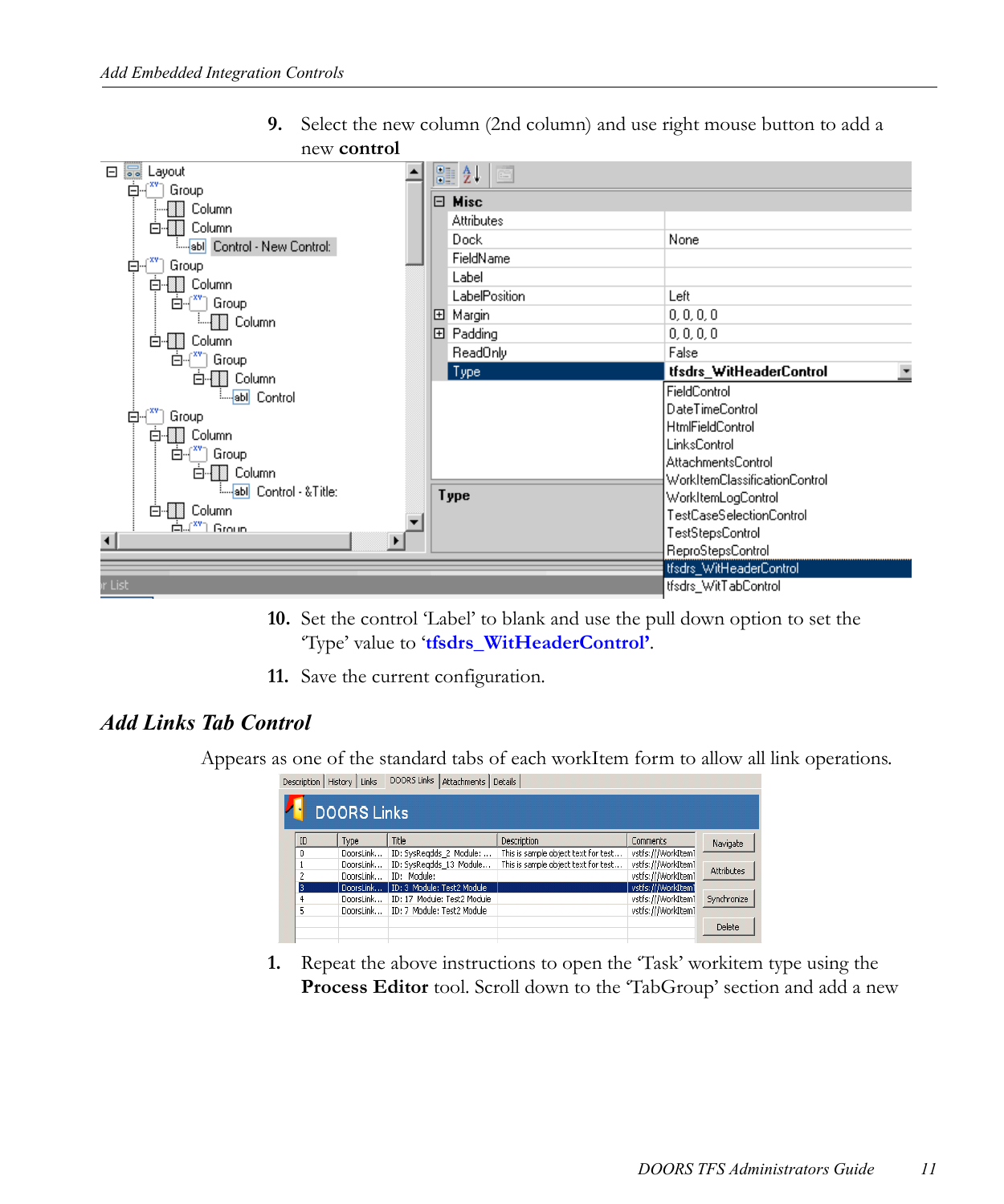9. Select the new column (2nd column) and use right mouse button to add a new **control**

10. Set the control 'Label' to blank and use the pull down option to set the 'Type' value to **'tfsdrs_WitHeaderControl'**.

11. Save the current configuration.

## *Add Links Tab Control*

Appears as one of the standard tabs of each workItem form to allow all link operations.

1. Repeat the above instructions to open the 'Task' workitem type using the **Process Editor** tool. Scroll down to the 'TabGroup' section and add a new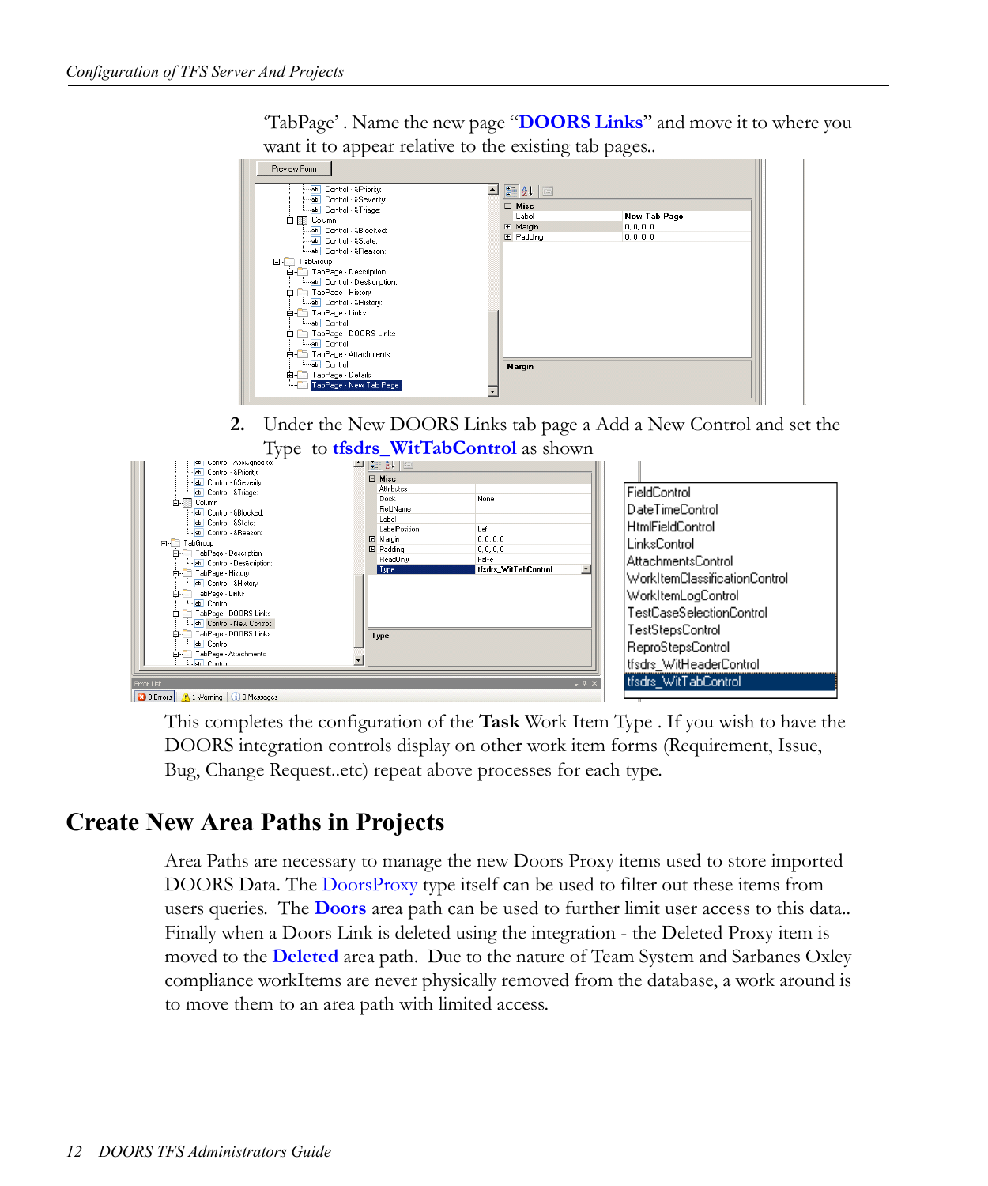'TabPage' . Name the new page "**DOORS Links**" and move it to where you want it to appear relative to the existing tab pages..

2. Under the New DOORS Links tab page a Add a New Control and set the Type to **tfsdrs_WitTabControl** as shown

This completes the configuration of the **Task** Work Item Type . If you wish to have the DOORS integration controls display on other work item forms (Requirement, Issue, Bug, Change Request..etc) repeat above processes for each type.

## Create New Area Paths in Projects

Area Paths are necessary to manage the new Doors Proxy items used to store imported DOORS Data. The DoorsProxy type itself can be used to filter out these items from users queries. The **Doors** area path can be used to further limit user access to this data.. Finally when a Doors Link is deleted using the integration - the Deleted Proxy item is moved to the **Deleted** area path. Due to the nature of Team System and Sarbanes Oxley compliance workItems are never physically removed from the database, a work around is to move them to an area path with limited access.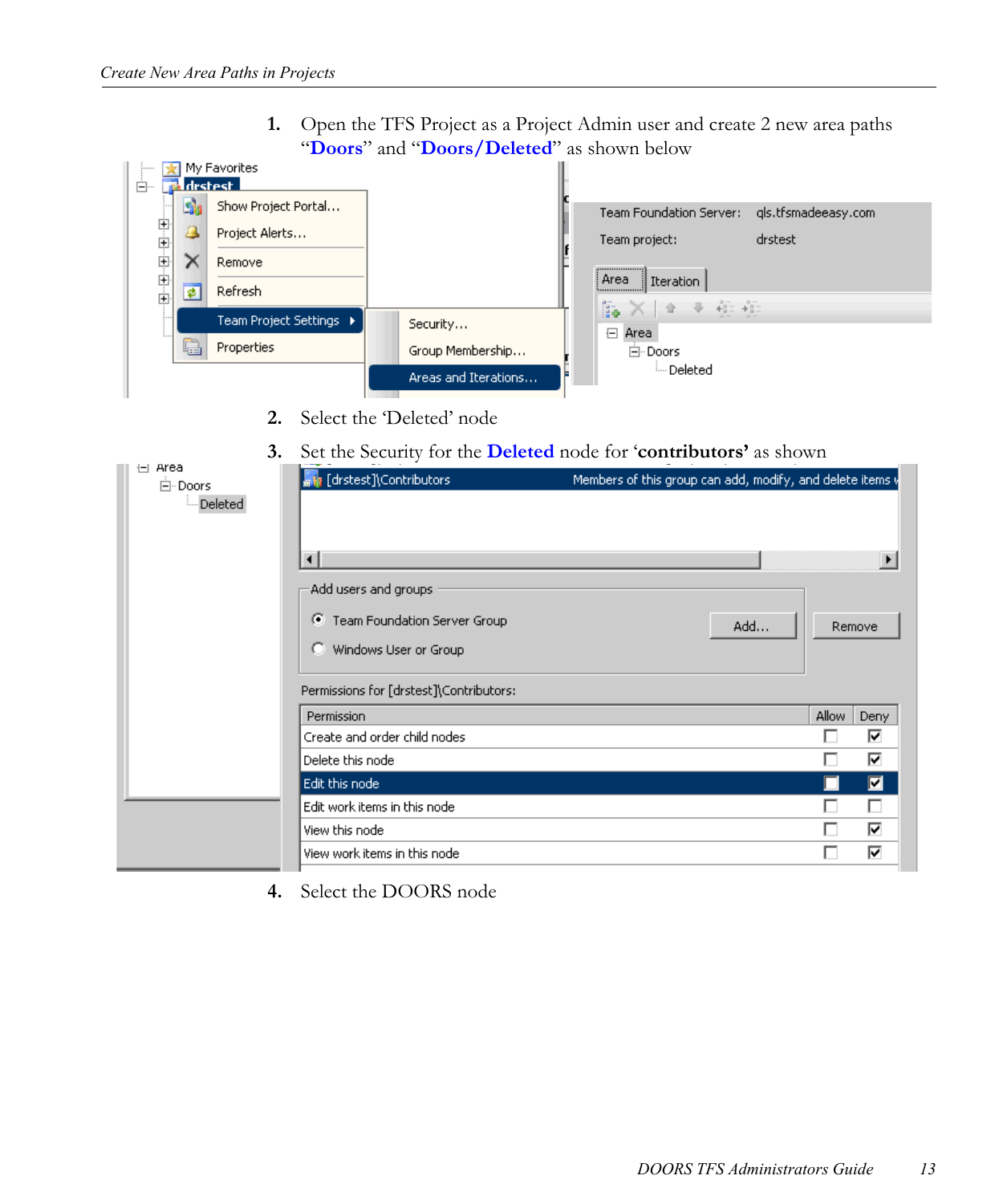1. Open the TFS Project as a Project Admin user and create 2 new area paths "**Doors**" and "**Doors/Deleted**" as shown below

2. Select the 'Deleted' node

3. Set the Security for the **Deleted** node for '**contributors'** as shown

4. Select the DOORS node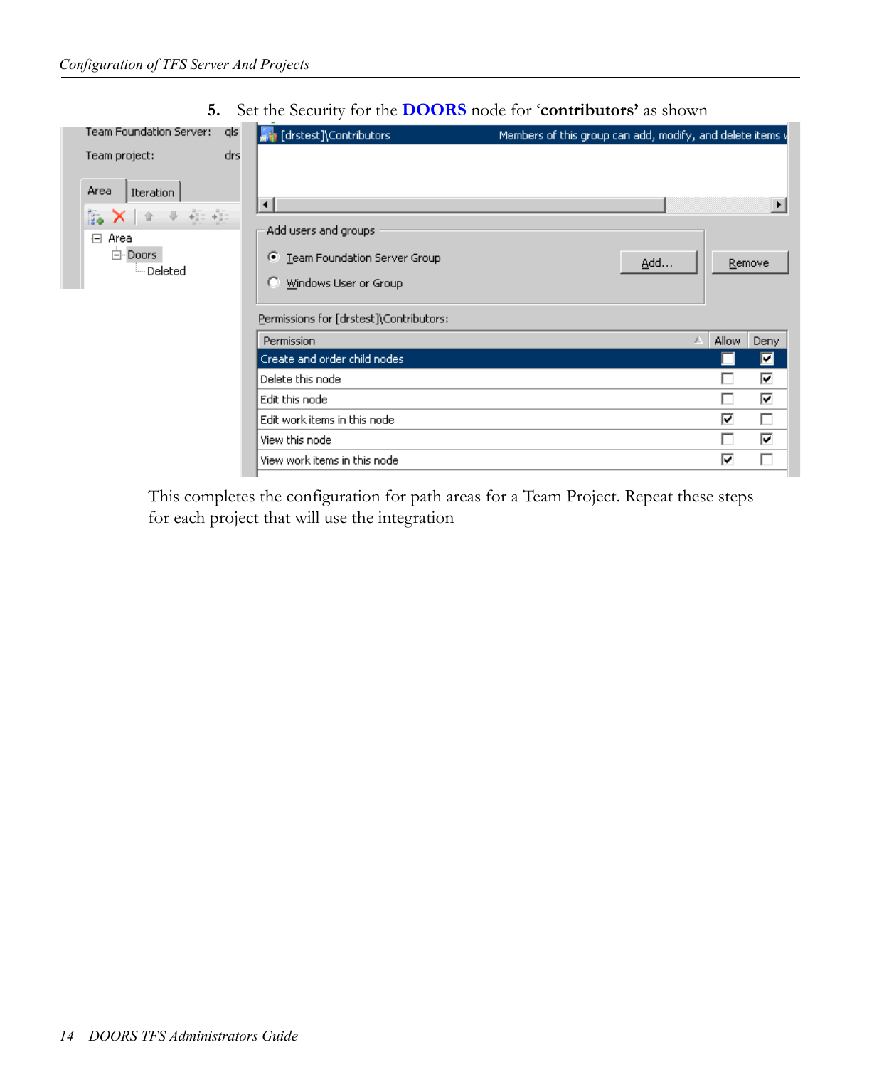5. Set the Security for the **DOORS** node for '**contributors'** as shown

Team Foundation Server: qls

Team project: drs

Area | Iteration

- Area
  - Doors
    - Deleted

[drstest]\Contributors — Members of this group can add, modify, and delete items

Add users and groups

- Team Foundation Server Group
- Windows User or Group

Add... | Remove

Permissions for [drstest]\Contributors:

| Permission | Allow | Deny |
| --- | --- | --- |
| Create and order child nodes | ☐ | ☑ |
| Delete this node | ☐ | ☑ |
| Edit this node | ☐ | ☑ |
| Edit work items in this node | ☑ | ☐ |
| View this node | ☐ | ☑ |
| View work items in this node | ☑ | ☐ |

This completes the configuration for path areas for a Team Project. Repeat these steps for each project that will use the integration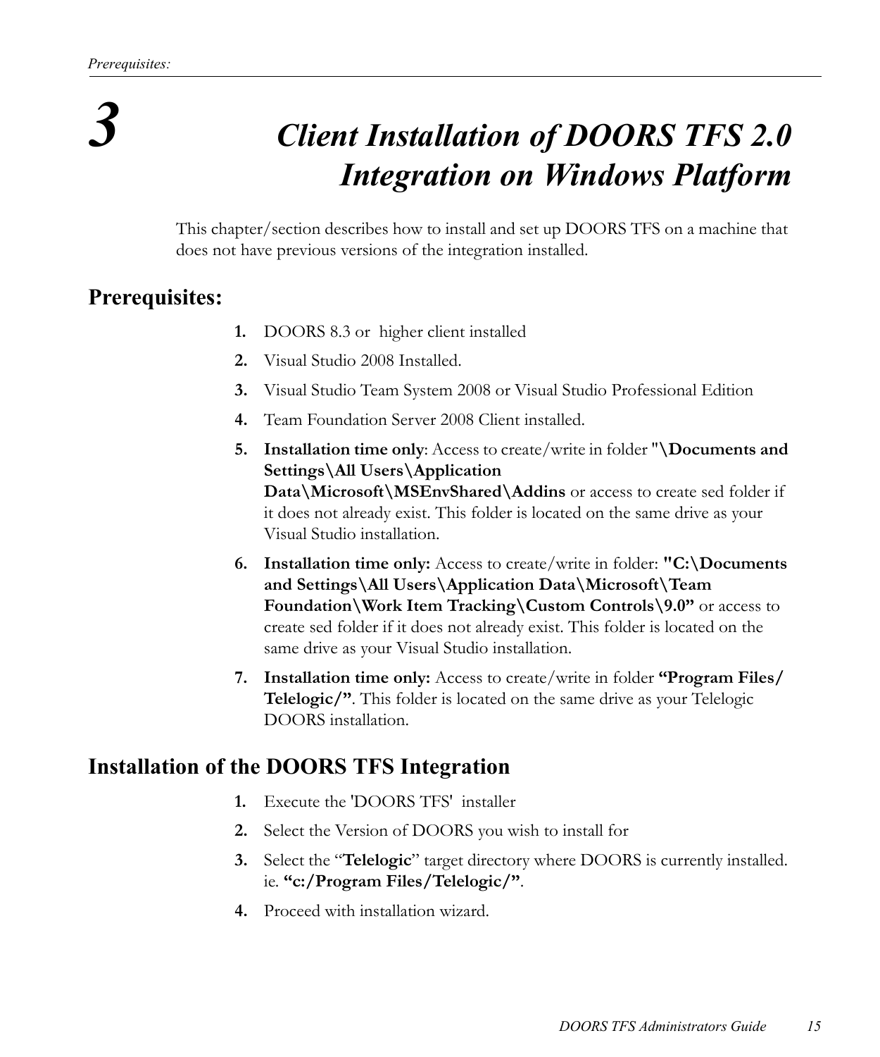# 3 Client Installation of DOORS TFS 2.0 Integration on Windows Platform

This chapter/section describes how to install and set up DOORS TFS on a machine that does not have previous versions of the integration installed.

## Prerequisites:

1. DOORS 8.3 or higher client installed
2. Visual Studio 2008 Installed.
3. Visual Studio Team System 2008 or Visual Studio Professional Edition
4. Team Foundation Server 2008 Client installed.
5. **Installation time only**: Access to create/write in folder **"\Documents and Settings\All Users\Application Data\Microsoft\MSEnvShared\Addins** or access to create sed folder if it does not already exist. This folder is located on the same drive as your Visual Studio installation.
6. **Installation time only:** Access to create/write in folder: **"C:\Documents and Settings\All Users\Application Data\Microsoft\Team Foundation\Work Item Tracking\Custom Controls\9.0"** or access to create sed folder if it does not already exist. This folder is located on the same drive as your Visual Studio installation.
7. **Installation time only:** Access to create/write in folder **"Program Files/Telelogic/"**. This folder is located on the same drive as your Telelogic DOORS installation.

## Installation of the DOORS TFS Integration

1. Execute the 'DOORS TFS' installer
2. Select the Version of DOORS you wish to install for
3. Select the "**Telelogic**" target directory where DOORS is currently installed. ie. **"c:/Program Files/Telelogic/"**.
4. Proceed with installation wizard.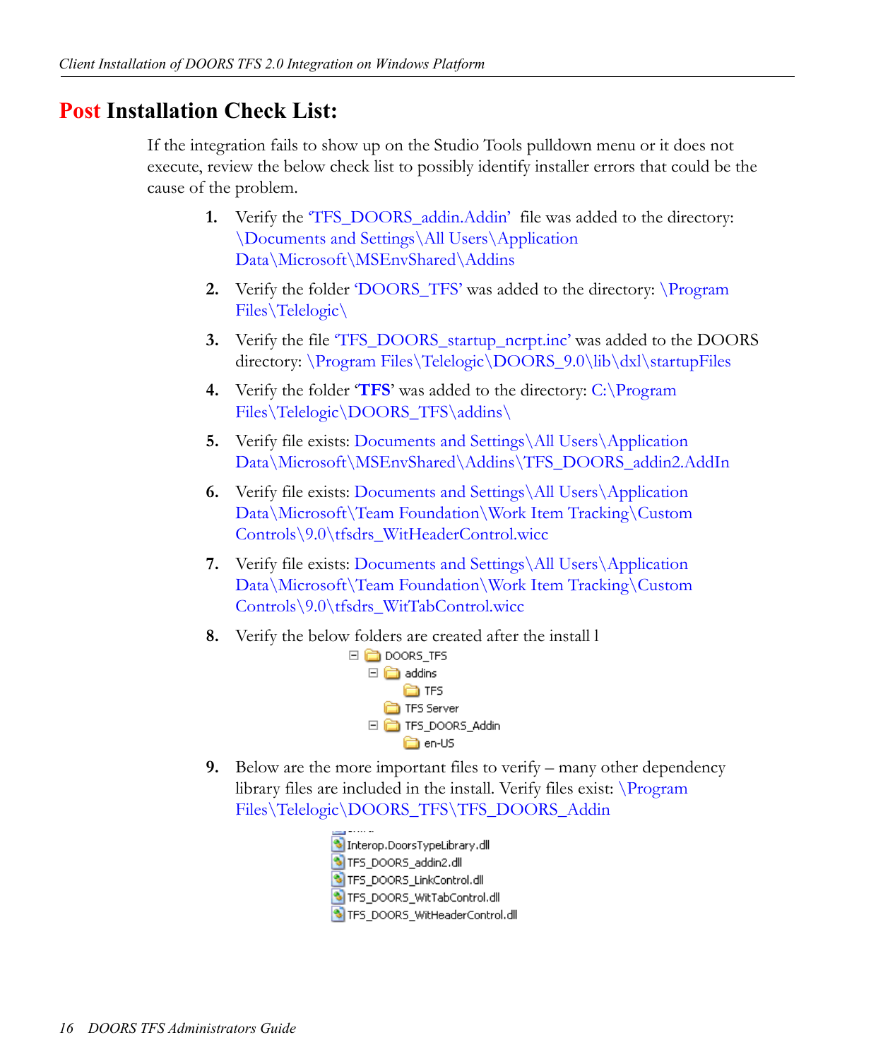## Post Installation Check List:

If the integration fails to show up on the Studio Tools pulldown menu or it does not execute, review the below check list to possibly identify installer errors that could be the cause of the problem.

1. Verify the 'TFS_DOORS_addin.Addin' file was added to the directory: \Documents and Settings\All Users\Application Data\Microsoft\MSEnvShared\Addins
2. Verify the folder 'DOORS_TFS' was added to the directory: \Program Files\Telelogic\
3. Verify the file 'TFS_DOORS_startup_ncrpt.inc' was added to the DOORS directory: \Program Files\Telelogic\DOORS_9.0\lib\dxl\startupFiles
4. Verify the folder '**TFS**' was added to the directory: C:\Program Files\Telelogic\DOORS_TFS\addins\
5. Verify file exists: Documents and Settings\All Users\Application Data\Microsoft\MSEnvShared\Addins\TFS_DOORS_addin2.AddIn
6. Verify file exists: Documents and Settings\All Users\Application Data\Microsoft\Team Foundation\Work Item Tracking\Custom Controls\9.0\tfsdrs_WitHeaderControl.wicc
7. Verify file exists: Documents and Settings\All Users\Application Data\Microsoft\Team Foundation\Work Item Tracking\Custom Controls\9.0\tfsdrs_WitTabControl.wicc
8. Verify the below folders are created after the install l

   - DOORS_TFS
     - addins
       - TFS
     - TFS Server
     - TFS_DOORS_Addin
       - en-US

9. Below are the more important files to verify – many other dependency library files are included in the install. Verify files exist: \Program Files\Telelogic\DOORS_TFS\TFS_DOORS_Addin

   - Interop.DoorsTypeLibrary.dll
   - TFS_DOORS_addin2.dll
   - TFS_DOORS_LinkControl.dll
   - TFS_DOORS_WitTabControl.dll
   - TFS_DOORS_WitHeaderControl.dll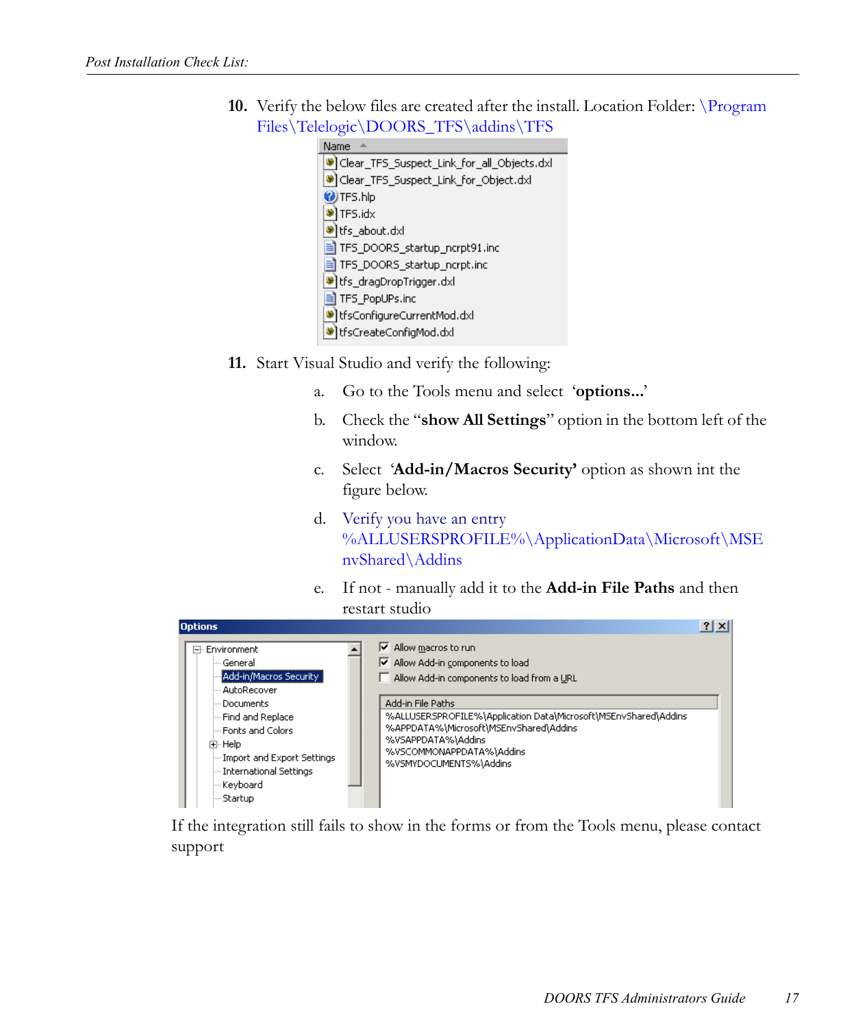10. Verify the below files are created after the install. Location Folder: \Program Files\Telelogic\DOORS_TFS\addins\TFS

| Name |
| --- |
| Clear_TFS_Suspect_Link_for_all_Objects.dxl |
| Clear_TFS_Suspect_Link_for_Object.dxl |
| TFS.hlp |
| TFS.idx |
| tfs_about.dxl |
| TFS_DOORS_startup_ncrpt91.inc |
| TFS_DOORS_startup_ncrpt.inc |
| tfs_dragDropTrigger.dxl |
| TFS_PopUPs.inc |
| tfsConfigureCurrentMod.dxl |
| tfsCreateConfigMod.dxl |

11. Start Visual Studio and verify the following:

    a. Go to the Tools menu and select '**options...**'

    b. Check the "**show All Settings**" option in the bottom left of the window.

    c. Select '**Add-in/Macros Security**' option as shown int the figure below.

    d. Verify you have an entry %ALLUSERSPROFILE%\ApplicationData\Microsoft\MSEnvShared\Addins

    e. If not - manually add it to the **Add-in File Paths** and then restart studio

**Options**

- Environment
  - General
  - Add-in/Macros Security
  - AutoRecover
  - Documents
  - Find and Replace
  - Fonts and Colors
  - Help
  - Import and Export Settings
  - International Settings
  - Keyboard
  - Startup

- [x] Allow macros to run
- [x] Allow Add-in components to load
- [ ] Allow Add-in components to load from a URL

Add-in File Paths

%ALLUSERSPROFILE%\Application Data\Microsoft\MSEnvShared\Addins
%APPDATA%\Microsoft\MSEnvShared\Addins
%VSAPPDATA%\Addins
%VSCOMMONAPPDATA%\Addins
%VSMYDOCUMENTS%\Addins

If the integration still fails to show in the forms or from the Tools menu, please contact support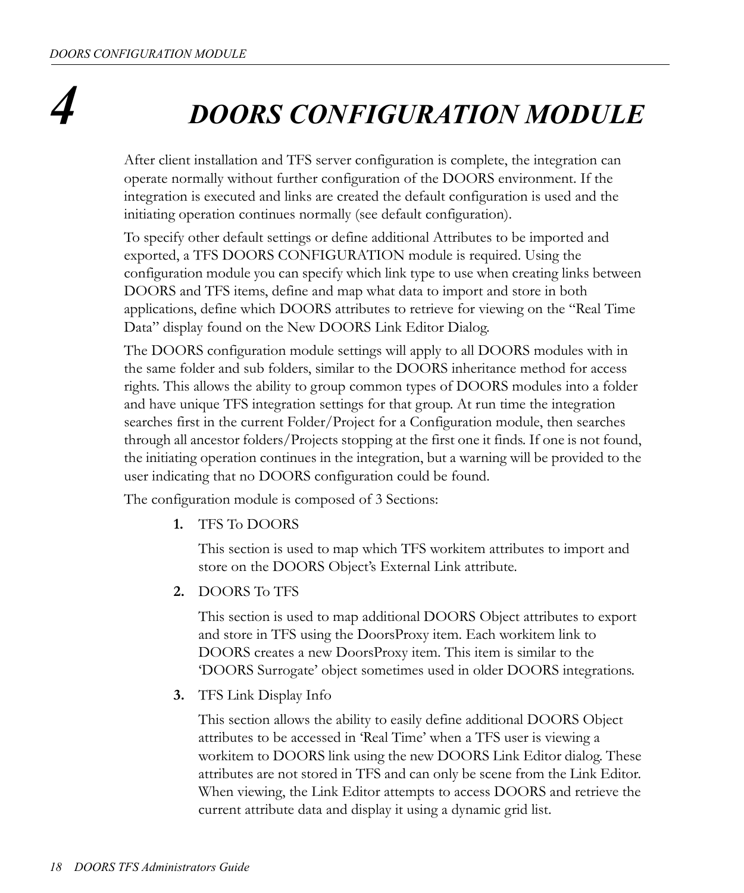# 4 DOORS CONFIGURATION MODULE

After client installation and TFS server configuration is complete, the integration can operate normally without further configuration of the DOORS environment. If the integration is executed and links are created the default configuration is used and the initiating operation continues normally (see default configuration).

To specify other default settings or define additional Attributes to be imported and exported, a TFS DOORS CONFIGURATION module is required. Using the configuration module you can specify which link type to use when creating links between DOORS and TFS items, define and map what data to import and store in both applications, define which DOORS attributes to retrieve for viewing on the "Real Time Data" display found on the New DOORS Link Editor Dialog.

The DOORS configuration module settings will apply to all DOORS modules with in the same folder and sub folders, similar to the DOORS inheritance method for access rights. This allows the ability to group common types of DOORS modules into a folder and have unique TFS integration settings for that group. At run time the integration searches first in the current Folder/Project for a Configuration module, then searches through all ancestor folders/Projects stopping at the first one it finds. If one is not found, the initiating operation continues in the integration, but a warning will be provided to the user indicating that no DOORS configuration could be found.

The configuration module is composed of 3 Sections:

1. TFS To DOORS

   This section is used to map which TFS workitem attributes to import and store on the DOORS Object's External Link attribute.

2. DOORS To TFS

   This section is used to map additional DOORS Object attributes to export and store in TFS using the DoorsProxy item. Each workitem link to DOORS creates a new DoorsProxy item. This item is similar to the 'DOORS Surrogate' object sometimes used in older DOORS integrations.

3. TFS Link Display Info

   This section allows the ability to easily define additional DOORS Object attributes to be accessed in 'Real Time' when a TFS user is viewing a workitem to DOORS link using the new DOORS Link Editor dialog. These attributes are not stored in TFS and can only be scene from the Link Editor. When viewing, the Link Editor attempts to access DOORS and retrieve the current attribute data and display it using a dynamic grid list.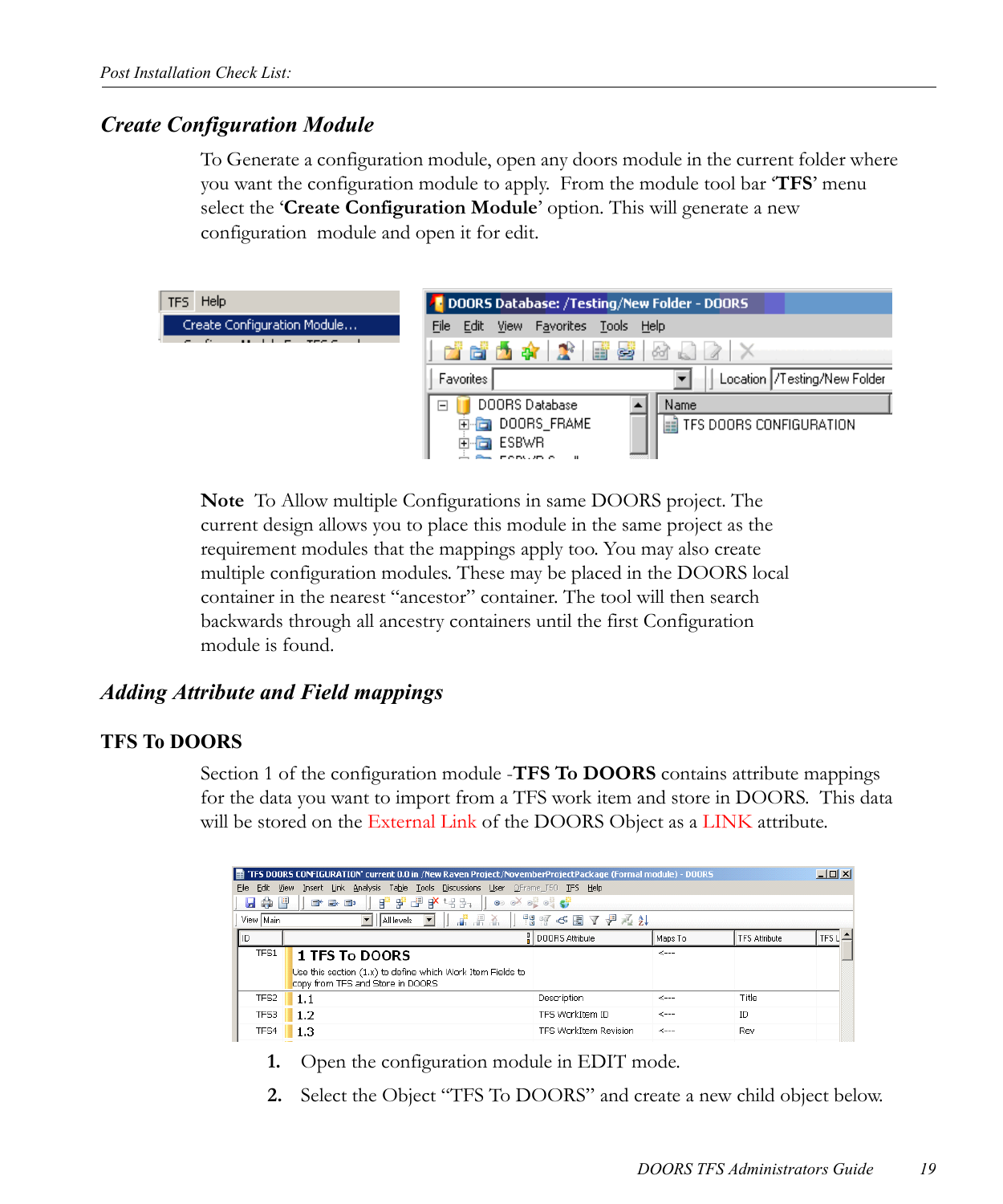## Create Configuration Module

To Generate a configuration module, open any doors module in the current folder where you want the configuration module to apply. From the module tool bar '**TFS**' menu select the '**Create Configuration Module**' option. This will generate a new configuration module and open it for edit.

**Note** To Allow multiple Configurations in same DOORS project. The current design allows you to place this module in the same project as the requirement modules that the mappings apply too. You may also create multiple configuration modules. These may be placed in the DOORS local container in the nearest "ancestor" container. The tool will then search backwards through all ancestry containers until the first Configuration module is found.

## Adding Attribute and Field mappings

### TFS To DOORS

Section 1 of the configuration module -**TFS To DOORS** contains attribute mappings for the data you want to import from a TFS work item and store in DOORS. This data will be stored on the External Link of the DOORS Object as a LINK attribute.

1. Open the configuration module in EDIT mode.
2. Select the Object "TFS To DOORS" and create a new child object below.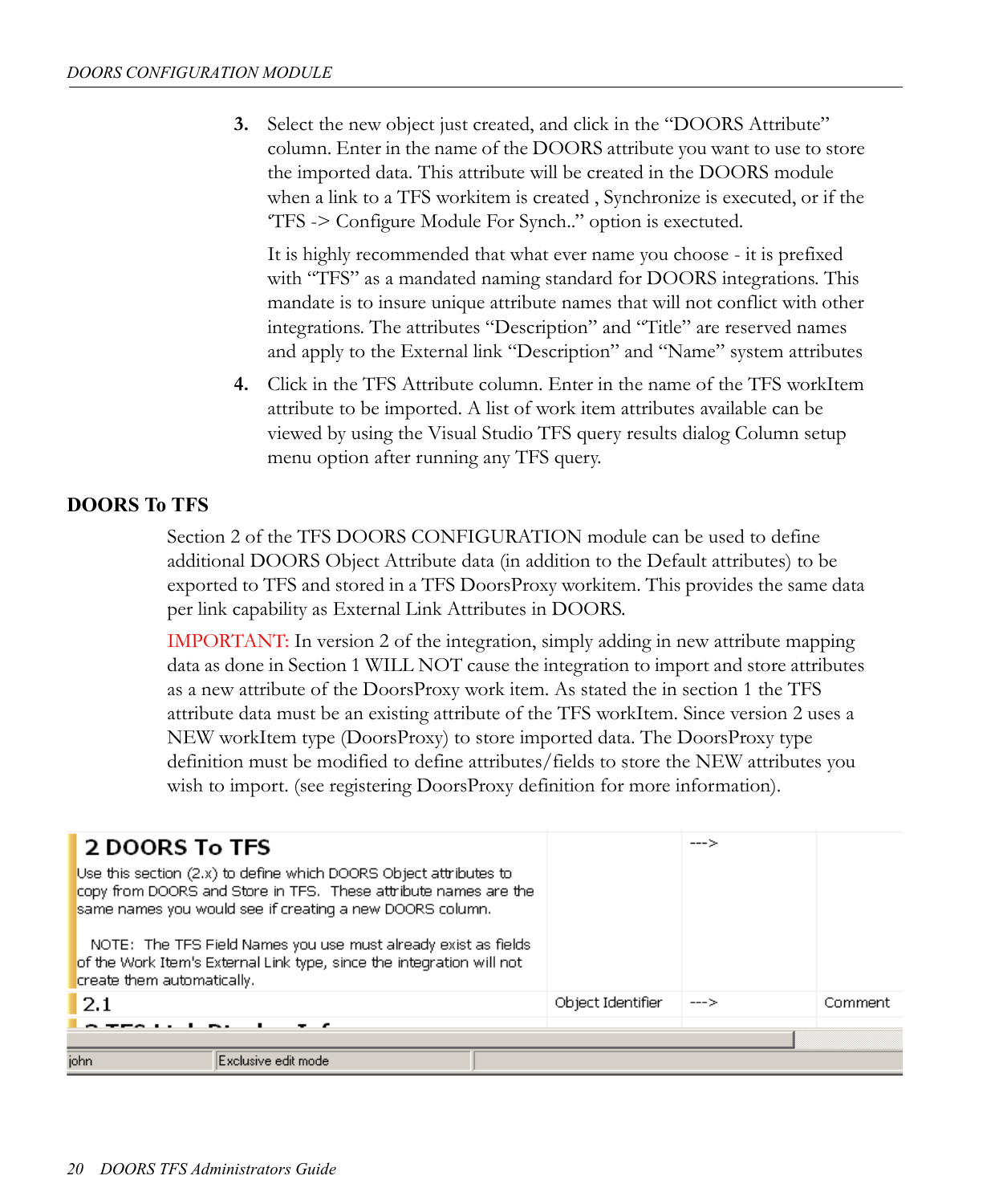3. Select the new object just created, and click in the “DOORS Attribute” column. Enter in the name of the DOORS attribute you want to use to store the imported data. This attribute will be created in the DOORS module when a link to a TFS workitem is created , Synchronize is executed, or if the ‘TFS -> Configure Module For Synch..” option is exectuted.

   It is highly recommended that what ever name you choose - it is prefixed with “TFS” as a mandated naming standard for DOORS integrations. This mandate is to insure unique attribute names that will not conflict with other integrations. The attributes “Description” and “Title” are reserved names and apply to the External link “Description” and “Name” system attributes

4. Click in the TFS Attribute column. Enter in the name of the TFS workItem attribute to be imported. A list of work item attributes available can be viewed by using the Visual Studio TFS query results dialog Column setup menu option after running any TFS query.

## DOORS To TFS

Section 2 of the TFS DOORS CONFIGURATION module can be used to define additional DOORS Object Attribute data (in addition to the Default attributes) to be exported to TFS and stored in a TFS DoorsProxy workitem. This provides the same data per link capability as External Link Attributes in DOORS.

IMPORTANT: In version 2 of the integration, simply adding in new attribute mapping data as done in Section 1 WILL NOT cause the integration to import and store attributes as a new attribute of the DoorsProxy work item. As stated the in section 1 the TFS attribute data must be an existing attribute of the TFS workItem. Since version 2 uses a NEW workItem type (DoorsProxy) to store imported data. The DoorsProxy type definition must be modified to define attributes/fields to store the NEW attributes you wish to import. (see registering DoorsProxy definition for more information).

| | | | |
|---|---|---|---|
| **2 DOORS To TFS**<br>Use this section (2.x) to define which DOORS Object attributes to copy from DOORS and Store in TFS. These attribute names are the same names you would see if creating a new DOORS column.<br><br>NOTE: The TFS Field Names you use must already exist as fields of the Work Item's External Link type, since the integration will not create them automatically. | | ---> | |
| 2.1 | Object Identifier | ---> | Comment |

john | Exclusive edit mode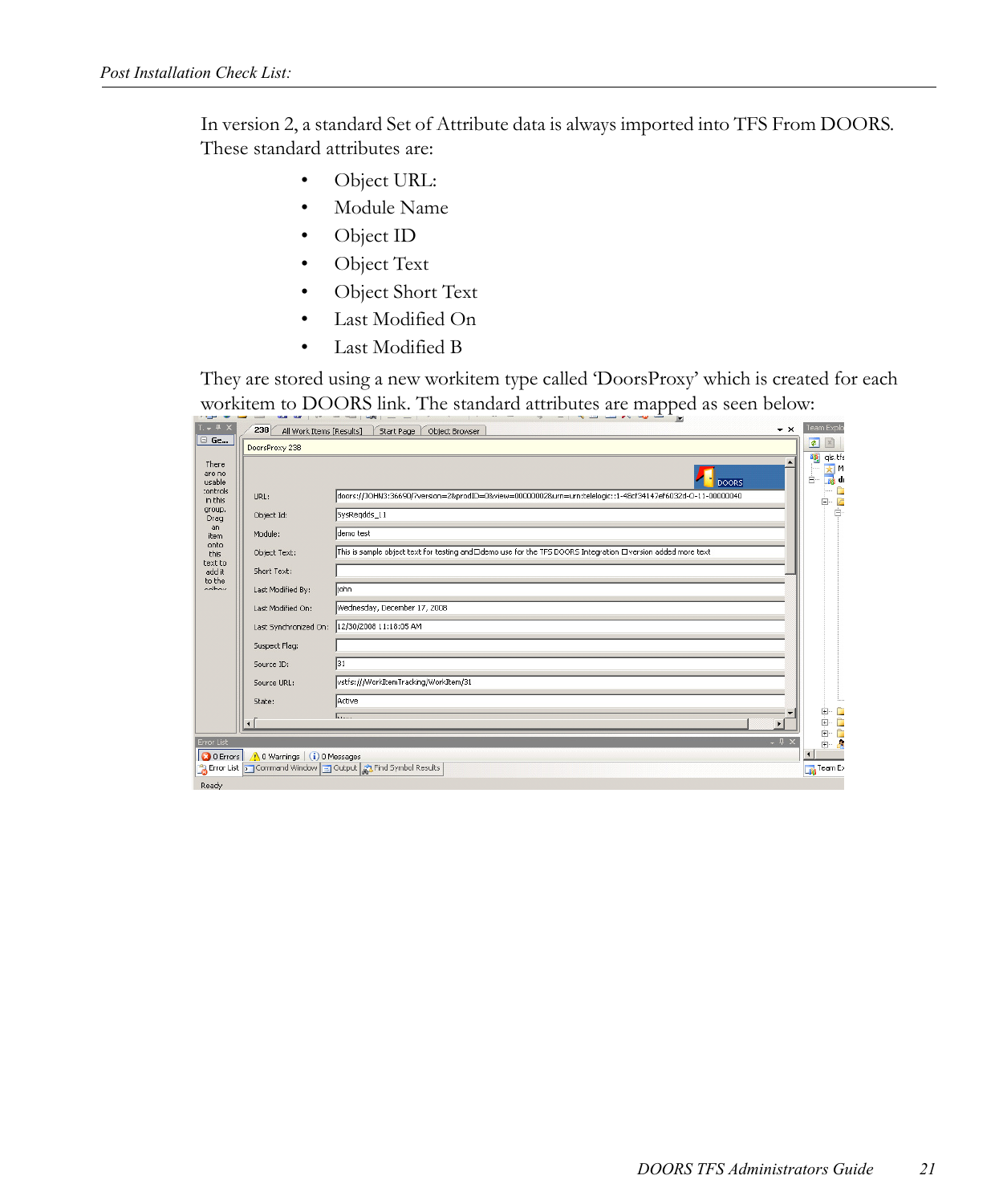In version 2, a standard Set of Attribute data is always imported into TFS From DOORS. These standard attributes are:

- Object URL:
- Module Name
- Object ID
- Object Text
- Object Short Text
- Last Modified On
- Last Modified B

They are stored using a new workitem type called 'DoorsProxy' which is created for each workitem to DOORS link. The standard attributes are mapped as seen below: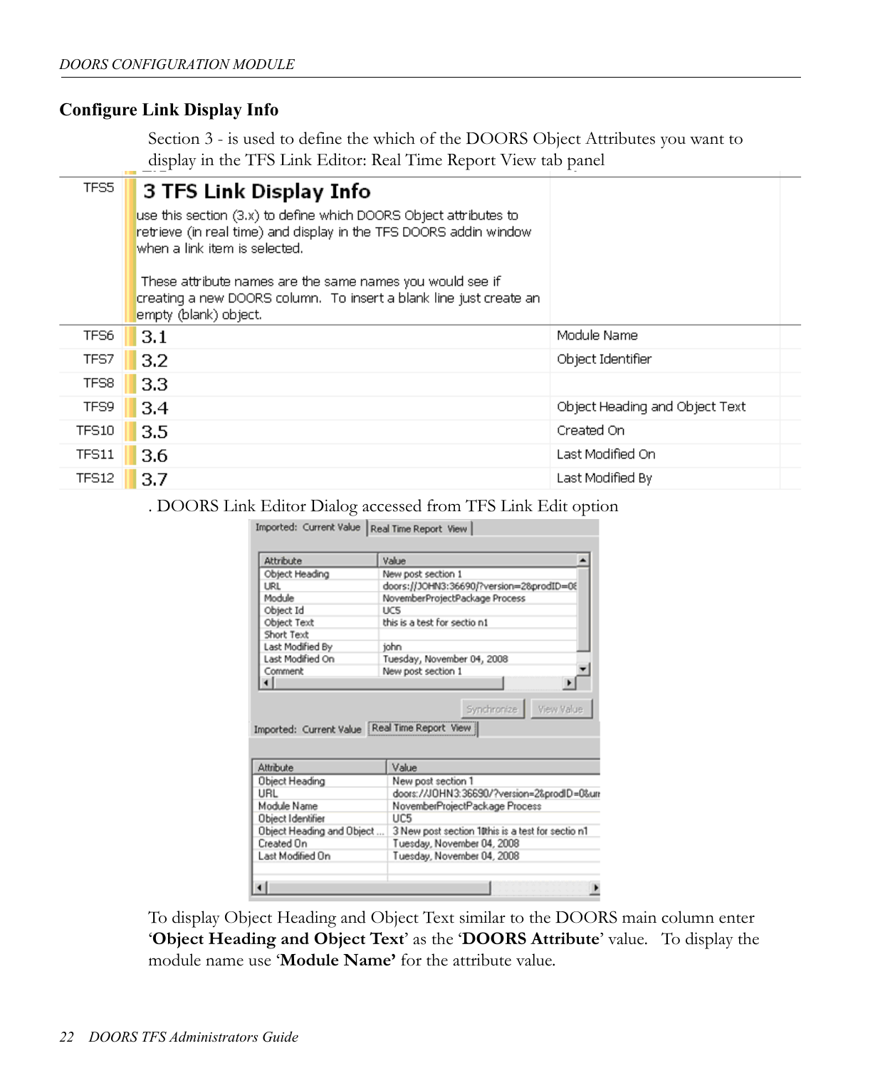## Configure Link Display Info

Section 3 - is used to define the which of the DOORS Object Attributes you want to display in the TFS Link Editor: Real Time Report View tab panel

| | | |
|---|---|---|
| TFS5 | **3 TFS Link Display Info**<br>use this section (3.x) to define which DOORS Object attributes to retrieve (in real time) and display in the TFS DOORS addin window when a link item is selected.<br><br>These attribute names are the same names you would see if creating a new DOORS column. To insert a blank line just create an empty (blank) object. | |
| TFS6 | 3.1 | Module Name |
| TFS7 | 3.2 | Object Identifier |
| TFS8 | 3.3 | |
| TFS9 | 3.4 | Object Heading and Object Text |
| TFS10 | 3.5 | Created On |
| TFS11 | 3.6 | Last Modified On |
| TFS12 | 3.7 | Last Modified By |

. DOORS Link Editor Dialog accessed from TFS Link Edit option

Imported: Current Value | Real Time Report View

| Attribute | Value |
|---|---|
| Object Heading | New post section 1 |
| URL | doors://JOHN3:36690/?version=2&prodID=0& |
| Module | NovemberProjectPackage Process |
| Object Id | UC5 |
| Object Text | this is a test for sectio n1 |
| Short Text | |
| Last Modified By | john |
| Last Modified On | Tuesday, November 04, 2008 |
| Comment | New post section 1 |

Synchronize | View Value

Imported: Current Value | Real Time Report View

| Attribute | Value |
|---|---|
| Object Heading | New post section 1 |
| URL | doors://JOHN3:36690/?version=2&prodID=0&ur |
| Module Name | NovemberProjectPackage Process |
| Object Identifier | UC5 |
| Object Heading and Object ... | 3 New post section 1this is a test for sectio n1 |
| Created On | Tuesday, November 04, 2008 |
| Last Modified On | Tuesday, November 04, 2008 |

To display Object Heading and Object Text similar to the DOORS main column enter '**Object Heading and Object Text**' as the '**DOORS Attribute**' value. To display the module name use '**Module Name'** for the attribute value.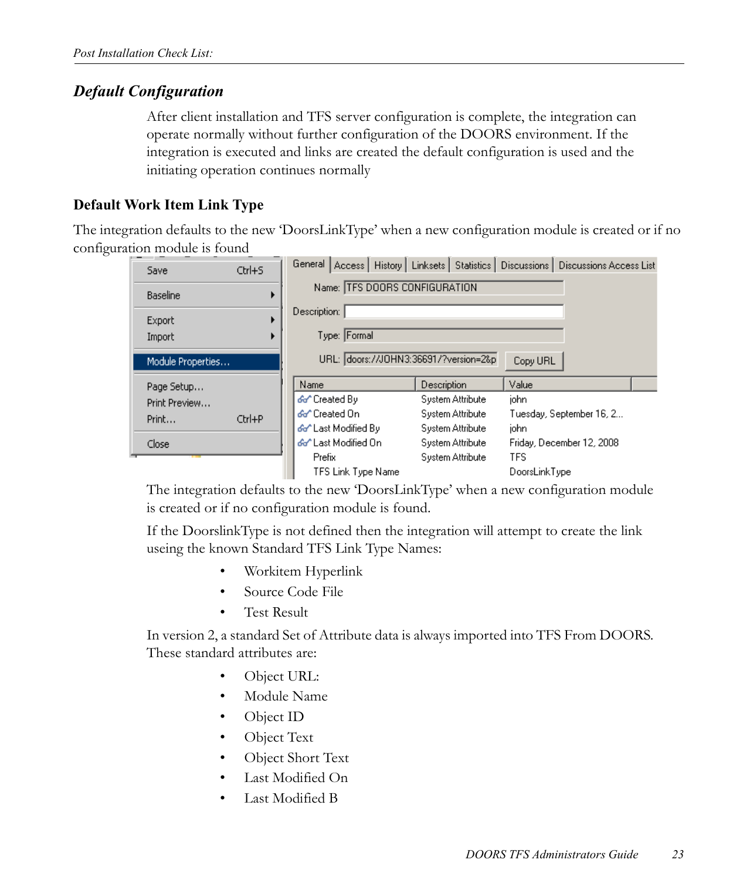## *Default Configuration*

After client installation and TFS server configuration is complete, the integration can operate normally without further configuration of the DOORS environment. If the integration is executed and links are created the default configuration is used and the initiating operation continues normally

### Default Work Item Link Type

The integration defaults to the new 'DoorsLinkType' when a new configuration module is created or if no configuration module is found

The integration defaults to the new 'DoorsLinkType' when a new configuration module is created or if no configuration module is found.

If the DoorslinkType is not defined then the integration will attempt to create the link useing the known Standard TFS Link Type Names:

- Workitem Hyperlink
- Source Code File
- Test Result

In version 2, a standard Set of Attribute data is always imported into TFS From DOORS. These standard attributes are:

- Object URL:
- Module Name
- Object ID
- Object Text
- Object Short Text
- Last Modified On
- Last Modified B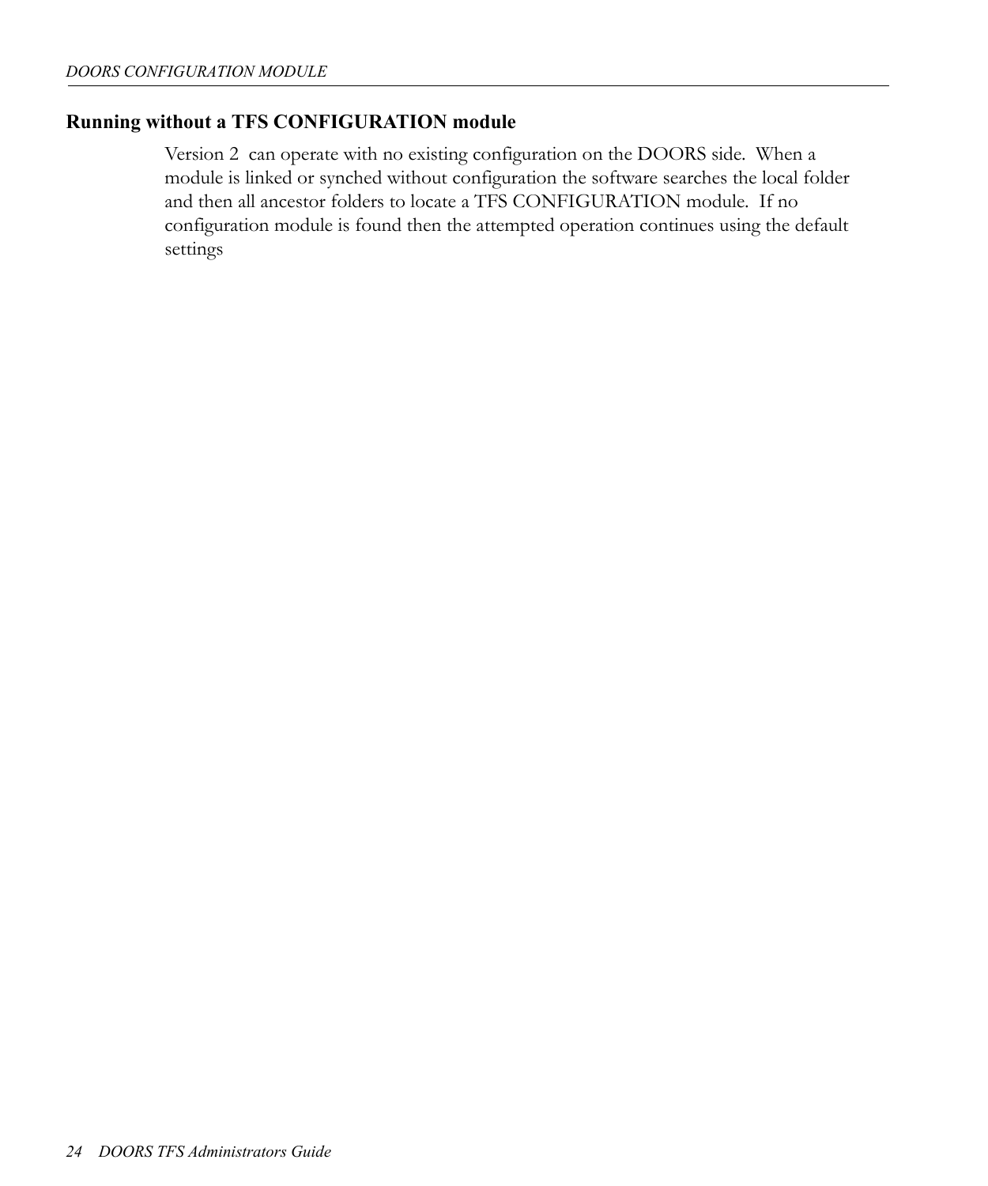### Running without a TFS CONFIGURATION module

Version 2 can operate with no existing configuration on the DOORS side. When a module is linked or synched without configuration the software searches the local folder and then all ancestor folders to locate a TFS CONFIGURATION module. If no configuration module is found then the attempted operation continues using the default settings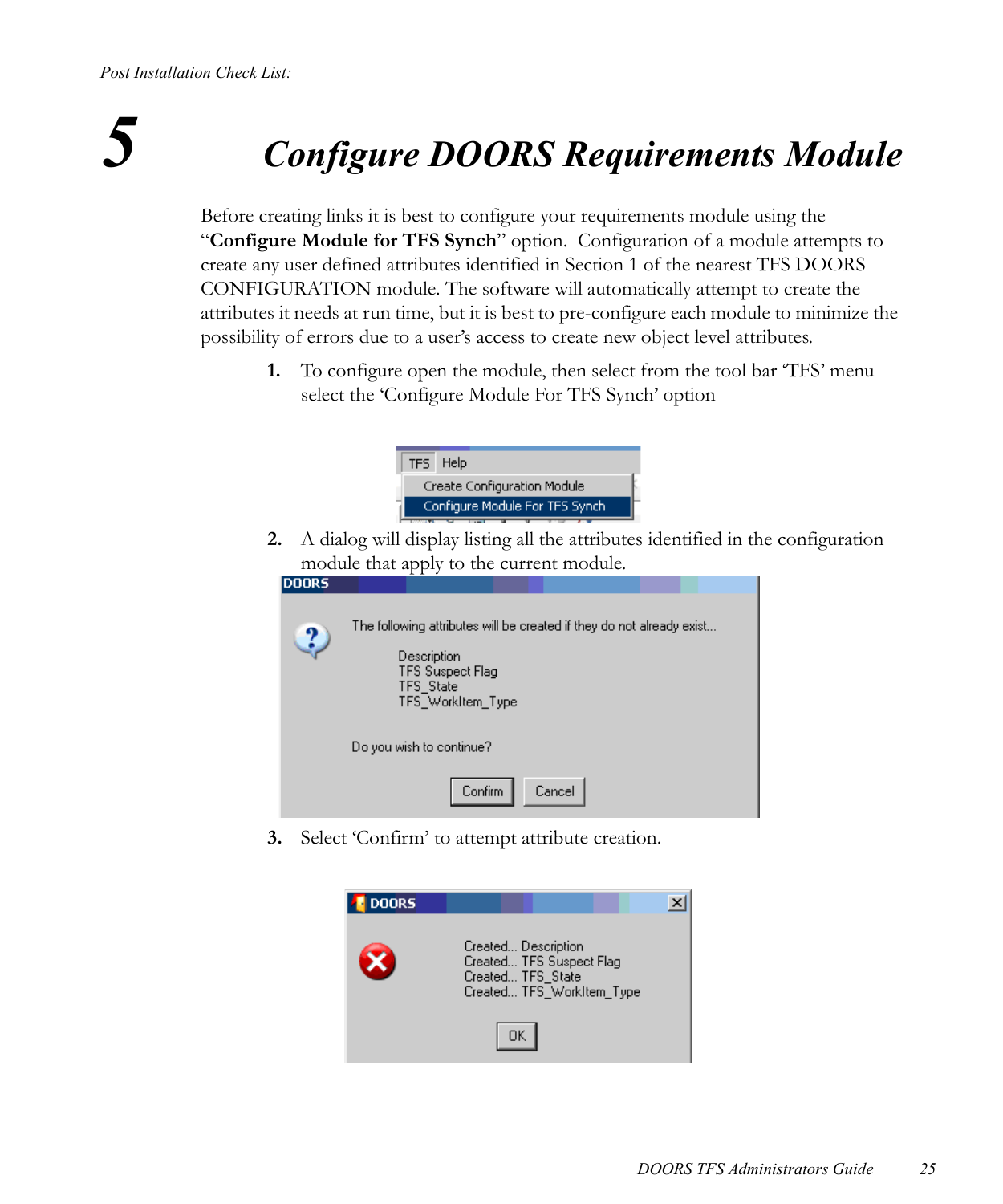# 5 Configure DOORS Requirements Module

Before creating links it is best to configure your requirements module using the "**Configure Module for TFS Synch**" option. Configuration of a module attempts to create any user defined attributes identified in Section 1 of the nearest TFS DOORS CONFIGURATION module. The software will automatically attempt to create the attributes it needs at run time, but it is best to pre-configure each module to minimize the possibility of errors due to a user's access to create new object level attributes.

1. To configure open the module, then select from the tool bar 'TFS' menu select the 'Configure Module For TFS Synch' option

2. A dialog will display listing all the attributes identified in the configuration module that apply to the current module.

3. Select 'Confirm' to attempt attribute creation.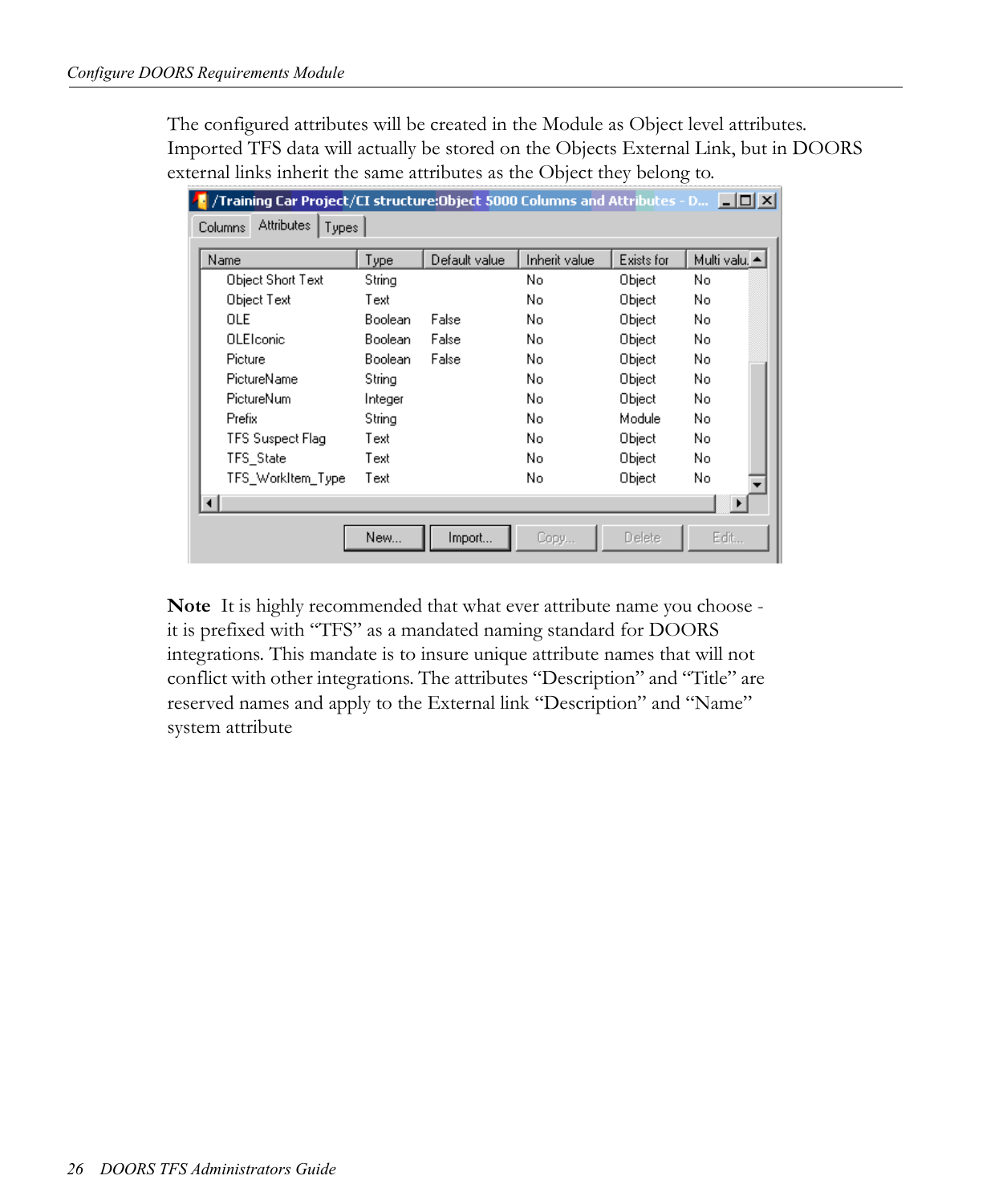The configured attributes will be created in the Module as Object level attributes. Imported TFS data will actually be stored on the Objects External Link, but in DOORS external links inherit the same attributes as the Object they belong to.

/Training Car Project/CI structure:Object 5000 Columns and Attributes - D...

Columns | Attributes | Types

| Name | Type | Default value | Inherit value | Exists for | Multi valu. |
|---|---|---|---|---|---|
| Object Short Text | String | | No | Object | No |
| Object Text | Text | | No | Object | No |
| OLE | Boolean | False | No | Object | No |
| OLEIconic | Boolean | False | No | Object | No |
| Picture | Boolean | False | No | Object | No |
| PictureName | String | | No | Object | No |
| PictureNum | Integer | | No | Object | No |
| Prefix | String | | No | Module | No |
| TFS Suspect Flag | Text | | No | Object | No |
| TFS_State | Text | | No | Object | No |
| TFS_WorkItem_Type | Text | | No | Object | No |

New... | Import... | Copy... | Delete | Edit...

**Note** It is highly recommended that what ever attribute name you choose - it is prefixed with "TFS" as a mandated naming standard for DOORS integrations. This mandate is to insure unique attribute names that will not conflict with other integrations. The attributes "Description" and "Title" are reserved names and apply to the External link "Description" and "Name" system attribute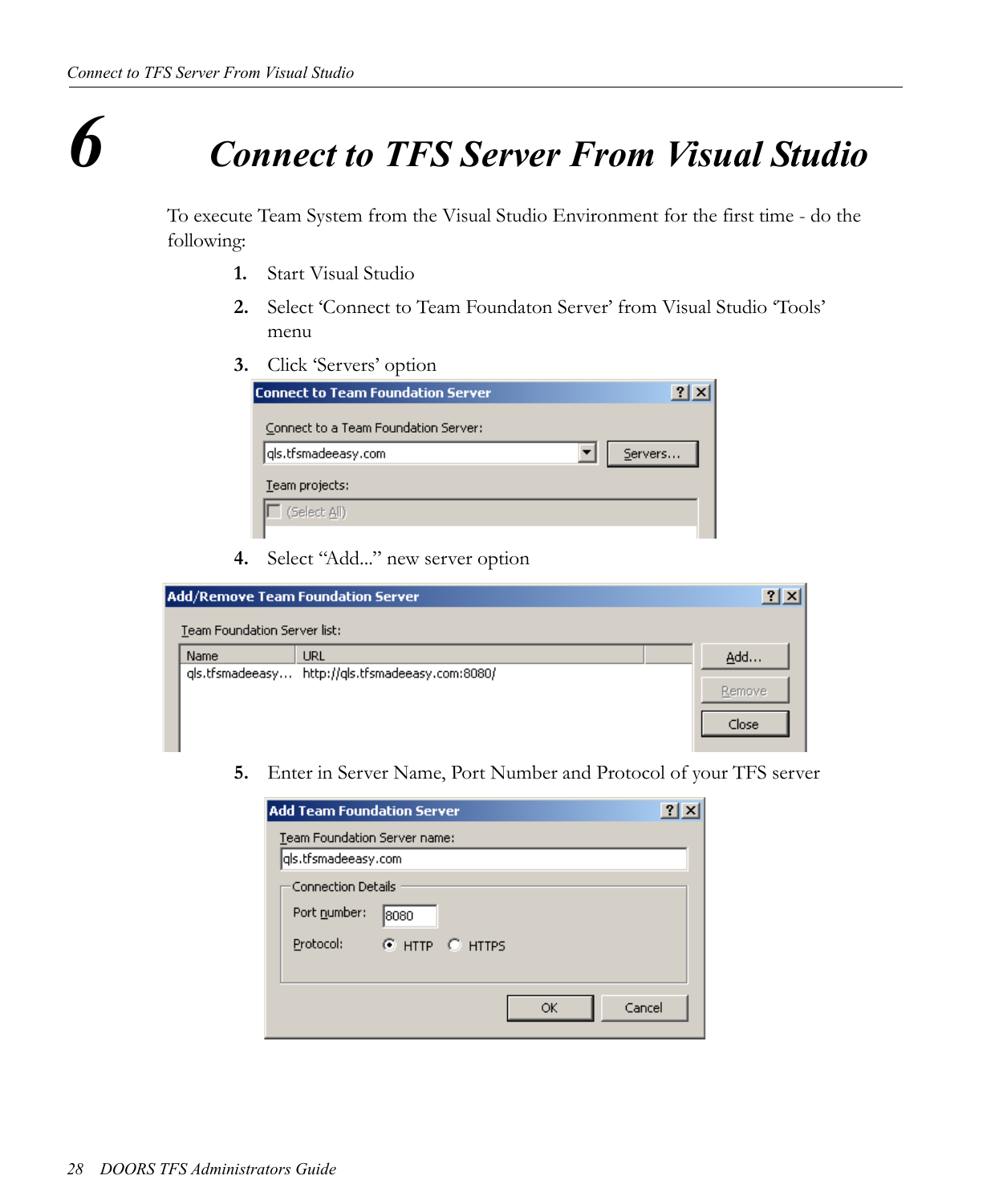# 6 Connect to TFS Server From Visual Studio

To execute Team System from the Visual Studio Environment for the first time - do the following:

1. Start Visual Studio
2. Select 'Connect to Team Foundaton Server' from Visual Studio 'Tools' menu
3. Click 'Servers' option
4. Select "Add..." new server option
5. Enter in Server Name, Port Number and Protocol of your TFS server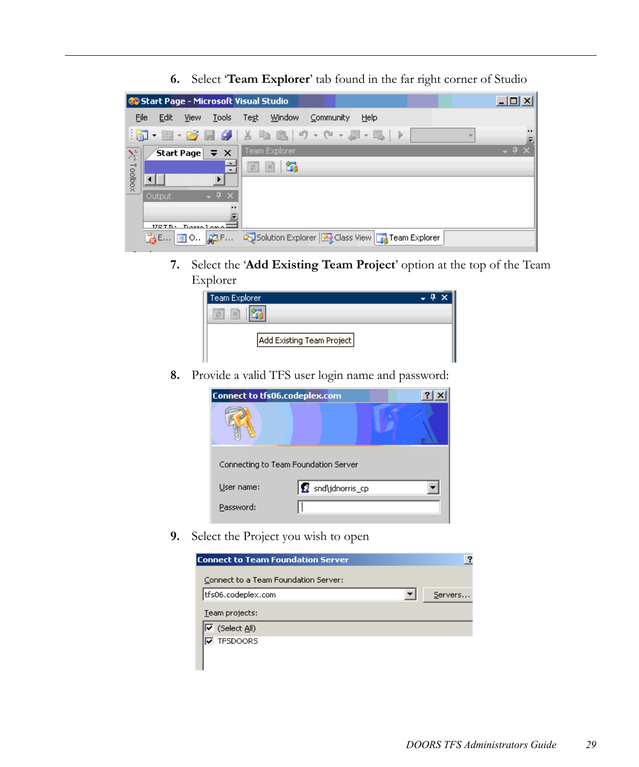6. Select '**Team Explorer**' tab found in the far right corner of Studio

7. Select the '**Add Existing Team Project**' option at the top of the Team Explorer

8. Provide a valid TFS user login name and password:

9. Select the Project you wish to open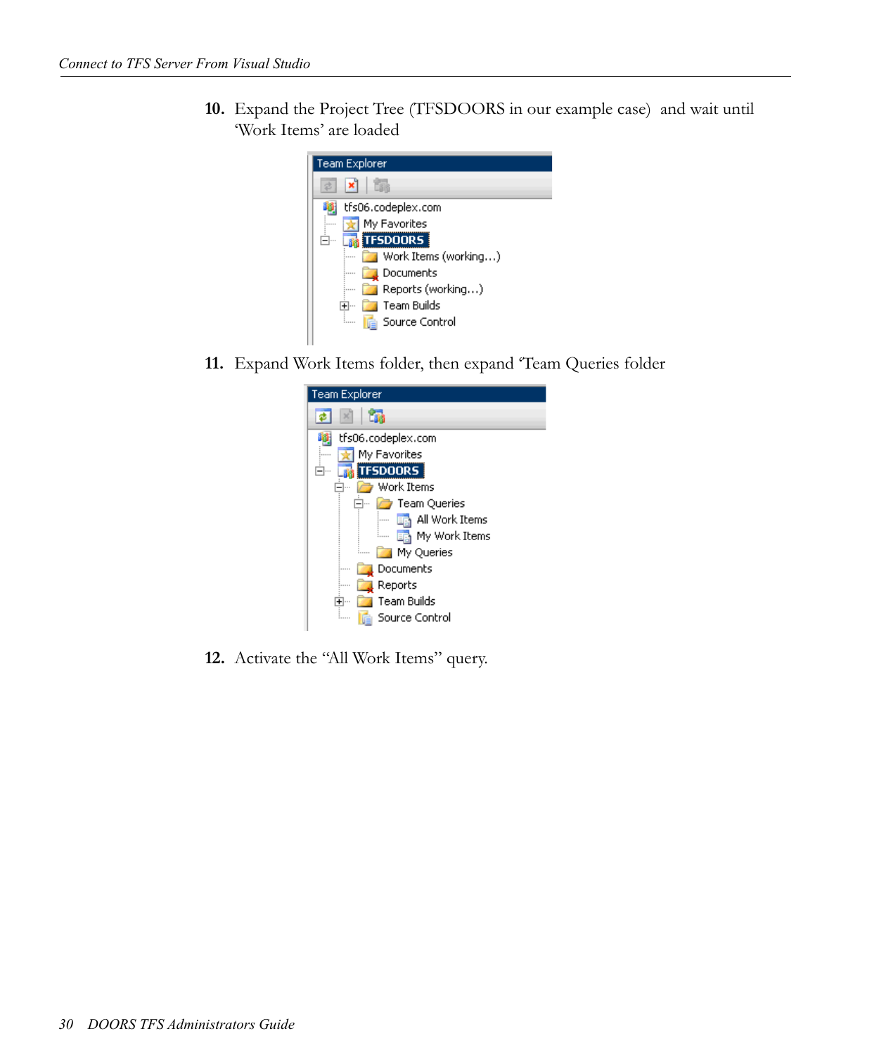10. Expand the Project Tree (TFSDOORS in our example case)  and wait until 'Work Items' are loaded

11. Expand Work Items folder, then expand 'Team Queries folder

12. Activate the "All Work Items" query.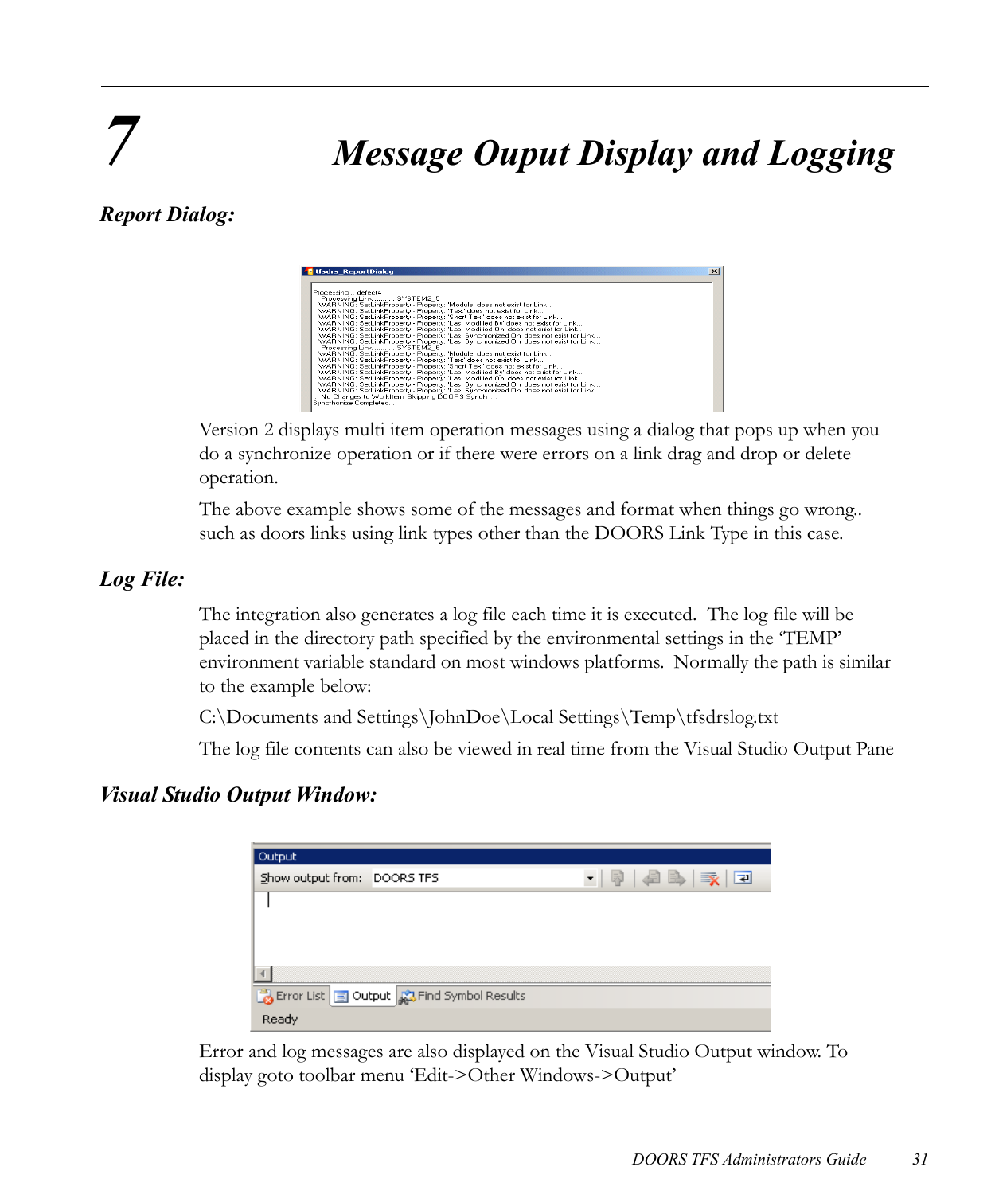# 7 Message Ouput Display and Logging

### *Report Dialog:*

Version 2 displays multi item operation messages using a dialog that pops up when you do a synchronize operation or if there were errors on a link drag and drop or delete operation.

The above example shows some of the messages and format when things go wrong.. such as doors links using link types other than the DOORS Link Type in this case.

### *Log File:*

The integration also generates a log file each time it is executed. The log file will be placed in the directory path specified by the environmental settings in the 'TEMP' environment variable standard on most windows platforms. Normally the path is similar to the example below:

C:\Documents and Settings\JohnDoe\Local Settings\Temp\tfsdrslog.txt

The log file contents can also be viewed in real time from the Visual Studio Output Pane

### *Visual Studio Output Window:*

Error and log messages are also displayed on the Visual Studio Output window. To display goto toolbar menu 'Edit->Other Windows->Output'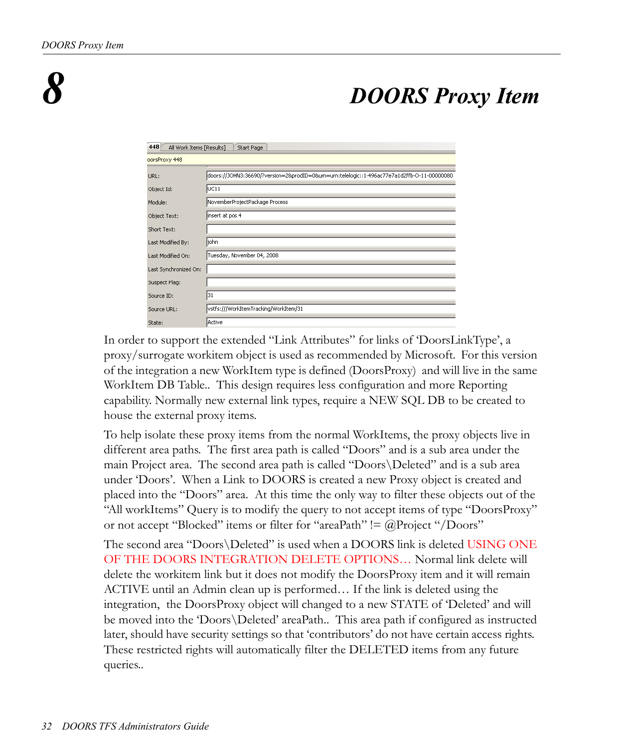# 8 DOORS Proxy Item

| Field | Value |
| --- | --- |
| URL: | doors://JOHN3:36690/?version=2&prodID=0&urn=urn:telelogic::1-496ac77e7a1d2ffb-O-11-00000080 |
| Object Id: | UC11 |
| Module: | NovemberProjectPackage Process |
| Object Text: | insert at pos 4 |
| Short Text: | |
| Last Modified By: | john |
| Last Modified On: | Tuesday, November 04, 2008 |
| Last Synchronized On: | |
| Suspect Flag: | |
| Source ID: | 31 |
| Source URL: | vstfs:///WorkItemTracking/WorkItem/31 |
| State: | Active |

In order to support the extended "Link Attributes" for links of 'DoorsLinkType', a proxy/surrogate workitem object is used as recommended by Microsoft. For this version of the integration a new WorkItem type is defined (DoorsProxy) and will live in the same WorkItem DB Table.. This design requires less configuration and more Reporting capability. Normally new external link types, require a NEW SQL DB to be created to house the external proxy items.

To help isolate these proxy items from the normal WorkItems, the proxy objects live in different area paths. The first area path is called "Doors" and is a sub area under the main Project area. The second area path is called "Doors\Deleted" and is a sub area under 'Doors'. When a Link to DOORS is created a new Proxy object is created and placed into the "Doors" area. At this time the only way to filter these objects out of the "All workItems" Query is to modify the query to not accept items of type "DoorsProxy" or not accept "Blocked" items or filter for "areaPath" != @Project "/Doors"

The second area "Doors\Deleted" is used when a DOORS link is deleted USING ONE OF THE DOORS INTEGRATION DELETE OPTIONS… Normal link delete will delete the workitem link but it does not modify the DoorsProxy item and it will remain ACTIVE until an Admin clean up is performed… If the link is deleted using the integration, the DoorsProxy object will changed to a new STATE of 'Deleted' and will be moved into the 'Doors\Deleted' areaPath.. This area path if configured as instructed later, should have security settings so that 'contributors' do not have certain access rights. These restricted rights will automatically filter the DELETED items from any future queries..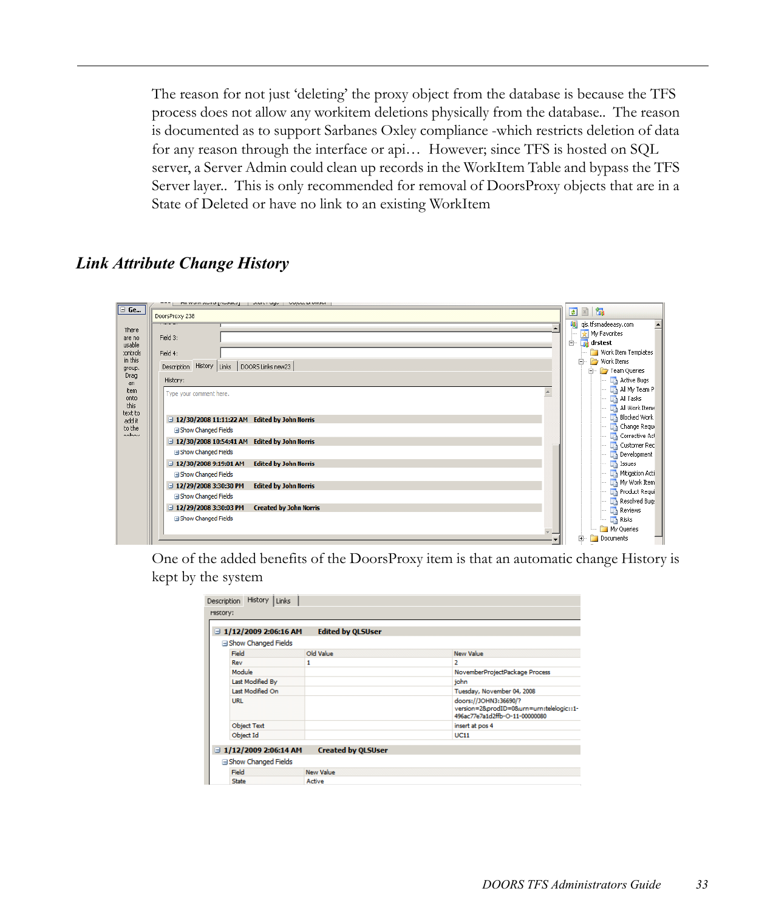The reason for not just 'deleting' the proxy object from the database is because the TFS process does not allow any workitem deletions physically from the database.. The reason is documented as to support Sarbanes Oxley compliance -which restricts deletion of data for any reason through the interface or api… However; since TFS is hosted on SQL server, a Server Admin could clean up records in the WorkItem Table and bypass the TFS Server layer.. This is only recommended for removal of DoorsProxy objects that are in a State of Deleted or have no link to an existing WorkItem

## *Link Attribute Change History*

One of the added benefits of the DoorsProxy item is that an automatic change History is kept by the system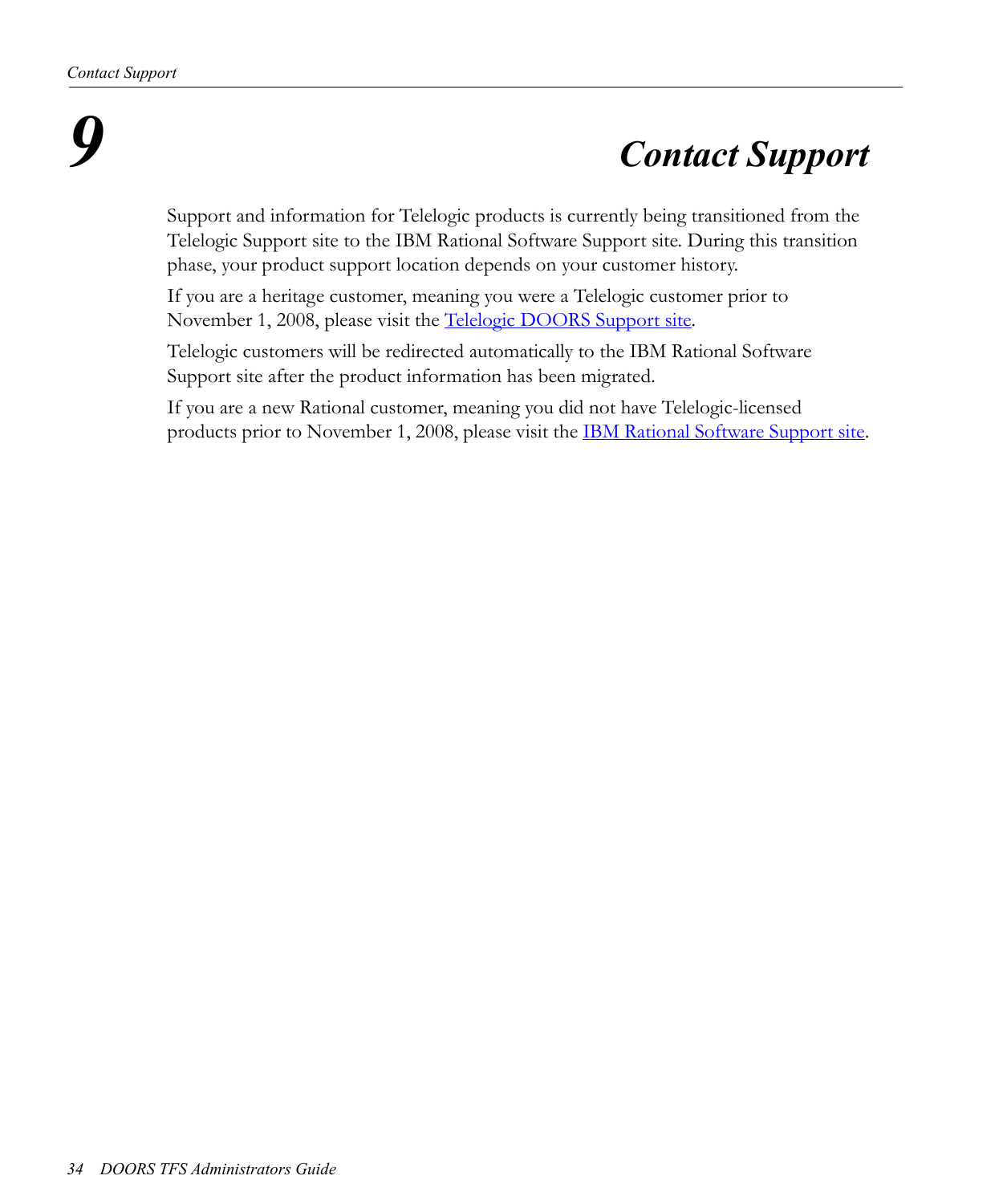# 9 Contact Support

Support and information for Telelogic products is currently being transitioned from the Telelogic Support site to the IBM Rational Software Support site. During this transition phase, your product support location depends on your customer history.

If you are a heritage customer, meaning you were a Telelogic customer prior to November 1, 2008, please visit the Telelogic DOORS Support site.

Telelogic customers will be redirected automatically to the IBM Rational Software Support site after the product information has been migrated.

If you are a new Rational customer, meaning you did not have Telelogic-licensed products prior to November 1, 2008, please visit the IBM Rational Software Support site.